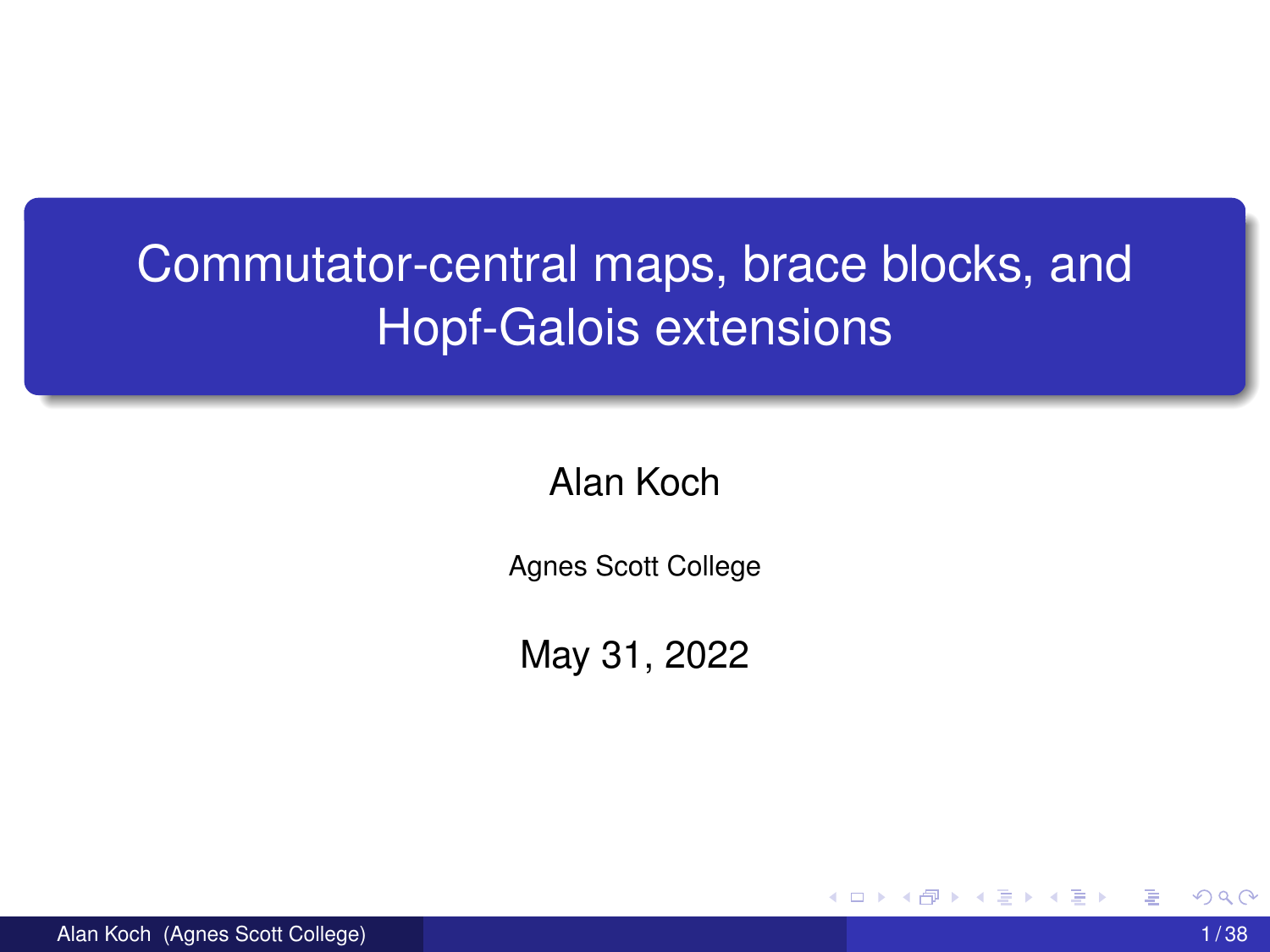# Commutator-central maps, brace blocks, and Hopf-Galois extensions

Alan Koch

Agnes Scott College

May 31, 2022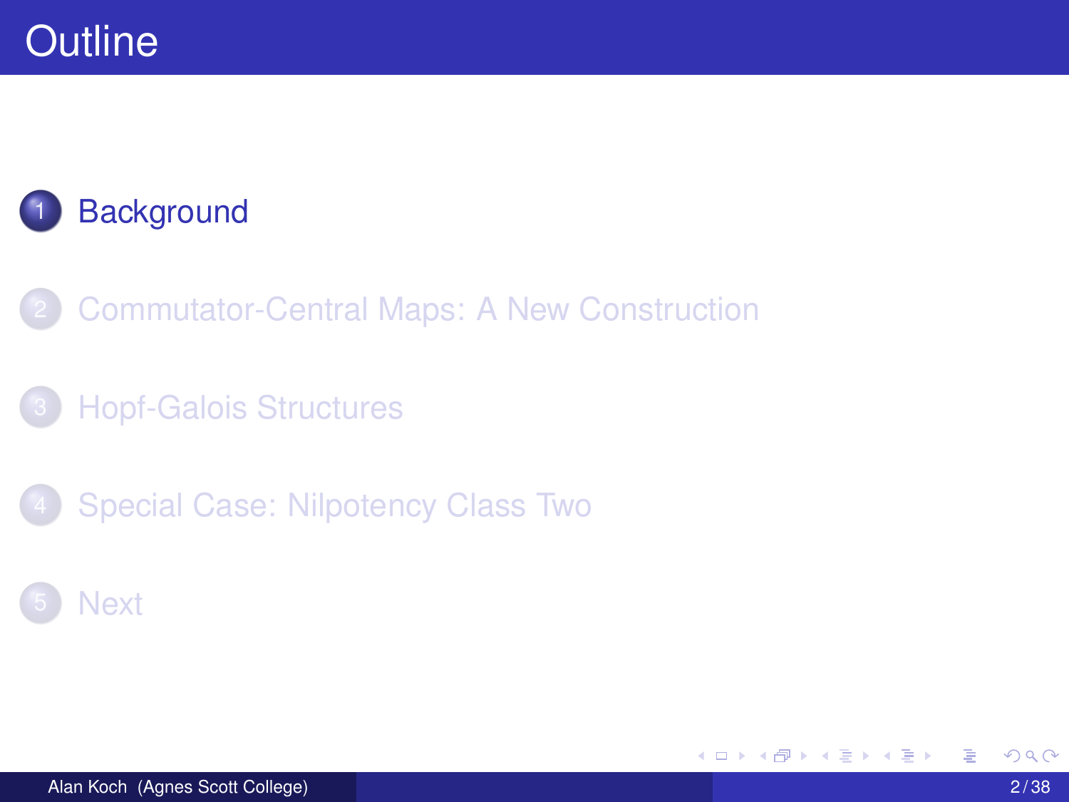# Outline

1. Background
2. Commutator-Central Maps: A New Construction
3. Hopf-Galois Structures
4. Special Case: Nilpotency Class Two
5. Next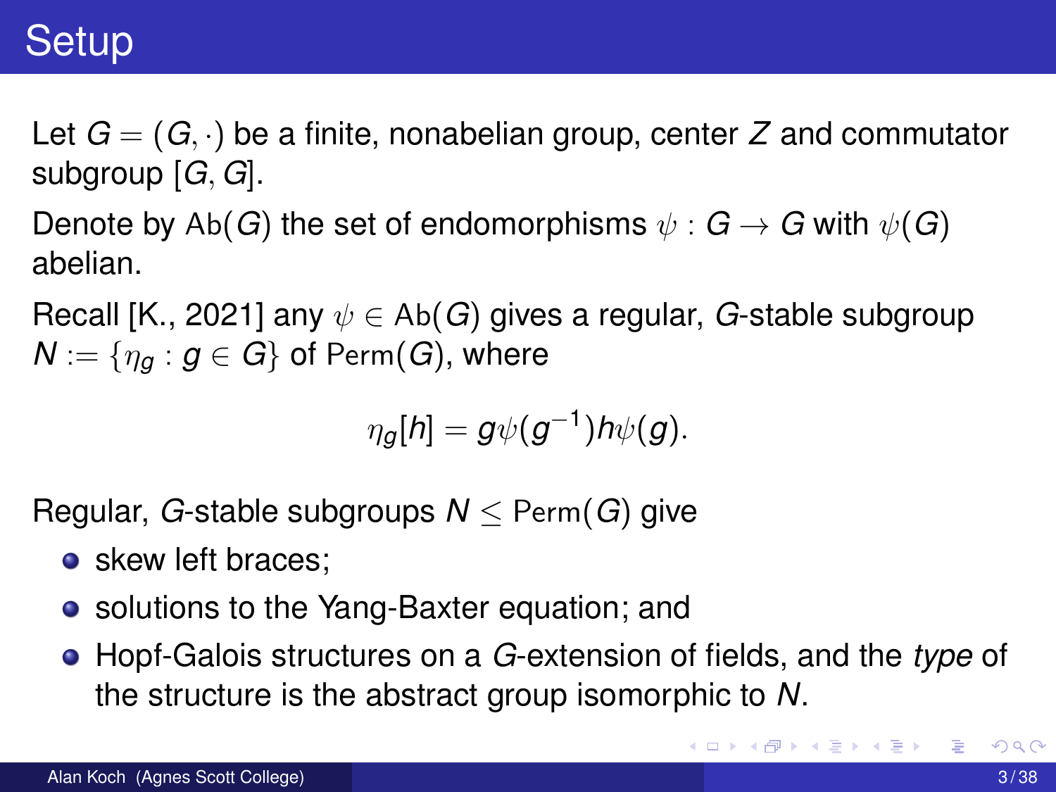# Setup

Let $G = (G, \cdot)$ be a finite, nonabelian group, center $Z$ and commutator subgroup $[G, G]$.

Denote by $\mathrm{Ab}(G)$ the set of endomorphisms $\psi : G \to G$ with $\psi(G)$ abelian.

Recall [K., 2021] any $\psi \in \mathrm{Ab}(G)$ gives a regular, $G$-stable subgroup $N := \{\eta_g : g \in G\}$ of $\mathrm{Perm}(G)$, where

$$\eta_g[h] = g\psi(g^{-1})h\psi(g).$$

Regular, $G$-stable subgroups $N \leq \mathrm{Perm}(G)$ give

- skew left braces;
- solutions to the Yang-Baxter equation; and
- Hopf-Galois structures on a $G$-extension of fields, and the *type* of the structure is the abstract group isomorphic to $N$.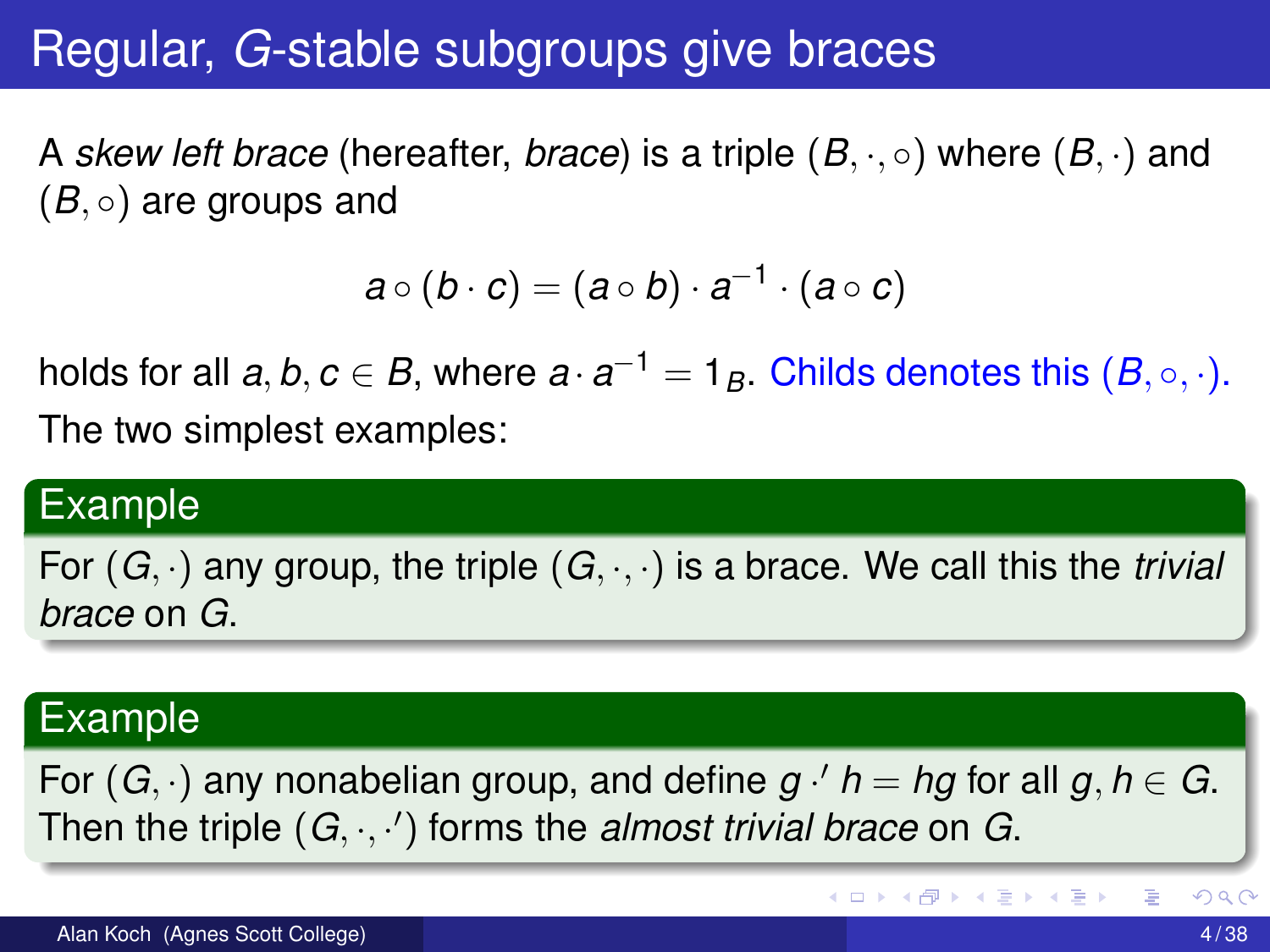# Regular, *G*-stable subgroups give braces

A *skew left brace* (hereafter, *brace*) is a triple $(B, \cdot, \circ)$ where $(B, \cdot)$ and $(B, \circ)$ are groups and

$$a \circ (b \cdot c) = (a \circ b) \cdot a^{-1} \cdot (a \circ c)$$

holds for all $a, b, c \in B$, where $a \cdot a^{-1} = 1_B$. Childs denotes this $(B, \circ, \cdot)$.

The two simplest examples:

**Example**

For $(G, \cdot)$ any group, the triple $(G, \cdot, \cdot)$ is a brace. We call this the *trivial brace* on $G$.

**Example**

For $(G, \cdot)$ any nonabelian group, and define $g \cdot' h = hg$ for all $g, h \in G$. Then the triple $(G, \cdot, \cdot')$ forms the *almost trivial brace* on $G$.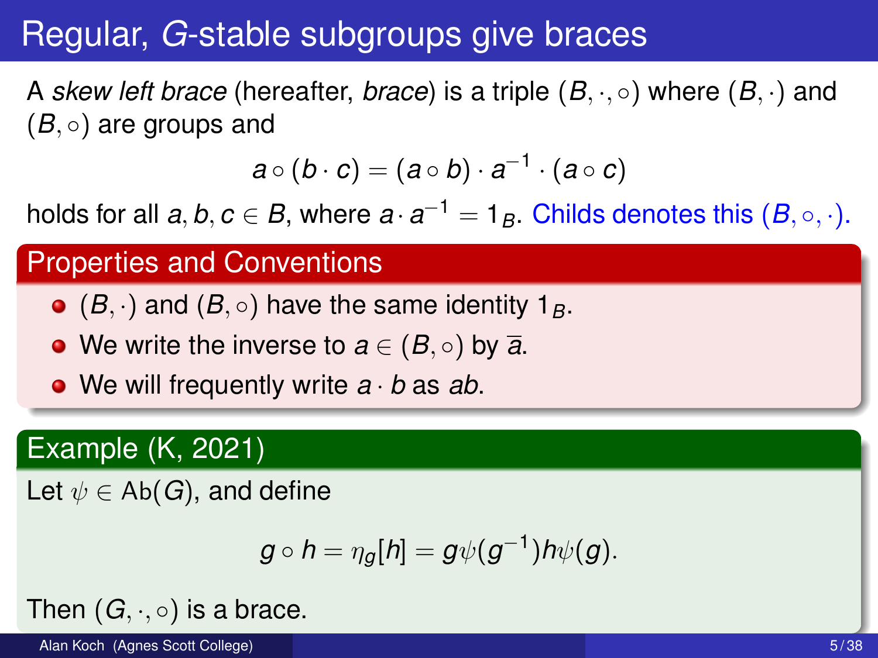# Regular, *G*-stable subgroups give braces

A *skew left brace* (hereafter, *brace*) is a triple $(B, \cdot, \circ)$ where $(B, \cdot)$ and $(B, \circ)$ are groups and

$$a \circ (b \cdot c) = (a \circ b) \cdot a^{-1} \cdot (a \circ c)$$

holds for all $a, b, c \in B$, where $a \cdot a^{-1} = 1_B$. Childs denotes this $(B, \circ, \cdot)$.

## Properties and Conventions

- $(B, \cdot)$ and $(B, \circ)$ have the same identity $1_B$.
- We write the inverse to $a \in (B, \circ)$ by $\overline{a}$.
- We will frequently write $a \cdot b$ as $ab$.

## Example (K, 2021)

Let $\psi \in \mathrm{Ab}(G)$, and define

$$g \circ h = \eta_g[h] = g\psi(g^{-1})h\psi(g).$$

Then $(G, \cdot, \circ)$ is a brace.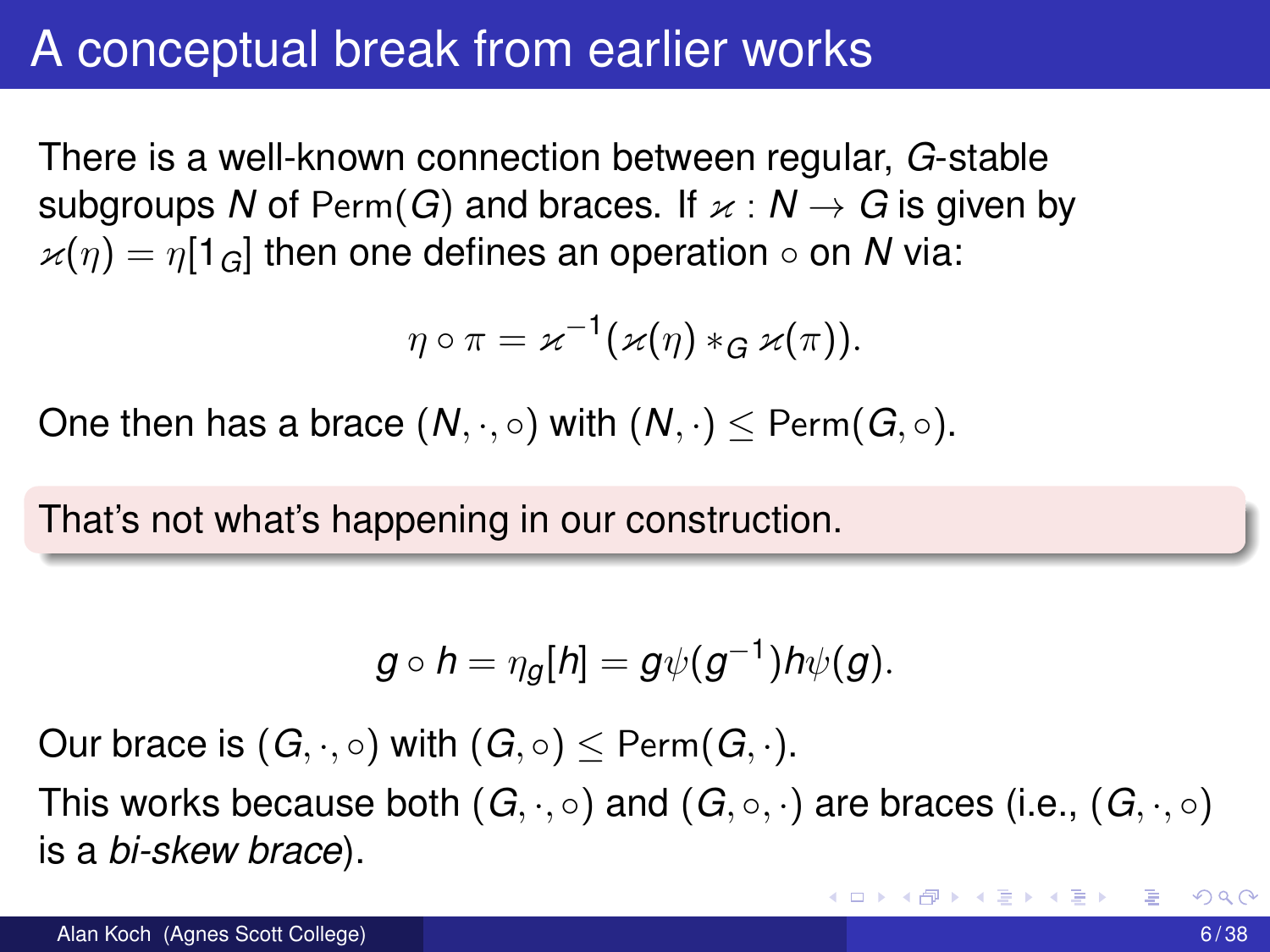# A conceptual break from earlier works

There is a well-known connection between regular, $G$-stable subgroups $N$ of $\mathrm{Perm}(G)$ and braces. If $\varkappa : N \to G$ is given by $\varkappa(\eta) = \eta[1_G]$ then one defines an operation $\circ$ on $N$ via:

$$\eta \circ \pi = \varkappa^{-1}(\varkappa(\eta) *_G \varkappa(\pi)).$$

One then has a brace $(N, \cdot, \circ)$ with $(N, \cdot) \leq \mathrm{Perm}(G, \circ)$.

That's not what's happening in our construction.

$$g \circ h = \eta_g[h] = g\psi(g^{-1})h\psi(g).$$

Our brace is $(G, \cdot, \circ)$ with $(G, \circ) \leq \mathrm{Perm}(G, \cdot)$.

This works because both $(G, \cdot, \circ)$ and $(G, \circ, \cdot)$ are braces (i.e., $(G, \cdot, \circ)$ is a *bi-skew brace*).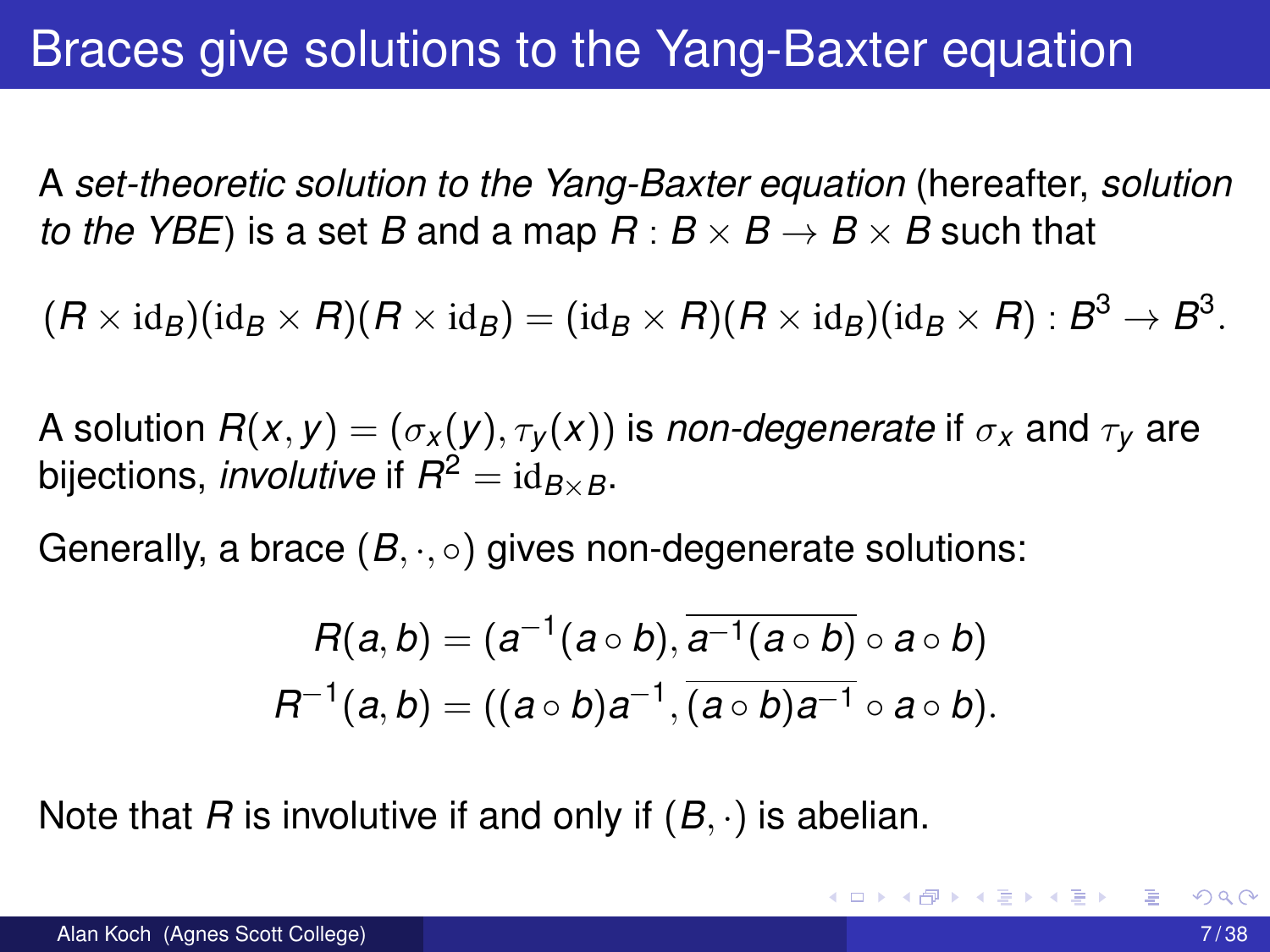# Braces give solutions to the Yang-Baxter equation

A *set-theoretic solution to the Yang-Baxter equation* (hereafter, *solution to the YBE*) is a set $B$ and a map $R : B \times B \to B \times B$ such that

$$(R \times \mathrm{id}_B)(\mathrm{id}_B \times R)(R \times \mathrm{id}_B) = (\mathrm{id}_B \times R)(R \times \mathrm{id}_B)(\mathrm{id}_B \times R) : B^3 \to B^3.$$

A solution $R(x, y) = (\sigma_x(y), \tau_y(x))$ is *non-degenerate* if $\sigma_x$ and $\tau_y$ are bijections, *involutive* if $R^2 = \mathrm{id}_{B \times B}$.

Generally, a brace $(B, \cdot, \circ)$ gives non-degenerate solutions:

$$R(a, b) = (a^{-1}(a \circ b), \overline{a^{-1}(a \circ b)} \circ a \circ b)$$
$$R^{-1}(a, b) = ((a \circ b)a^{-1}, \overline{(a \circ b)a^{-1}} \circ a \circ b).$$

Note that $R$ is involutive if and only if $(B, \cdot)$ is abelian.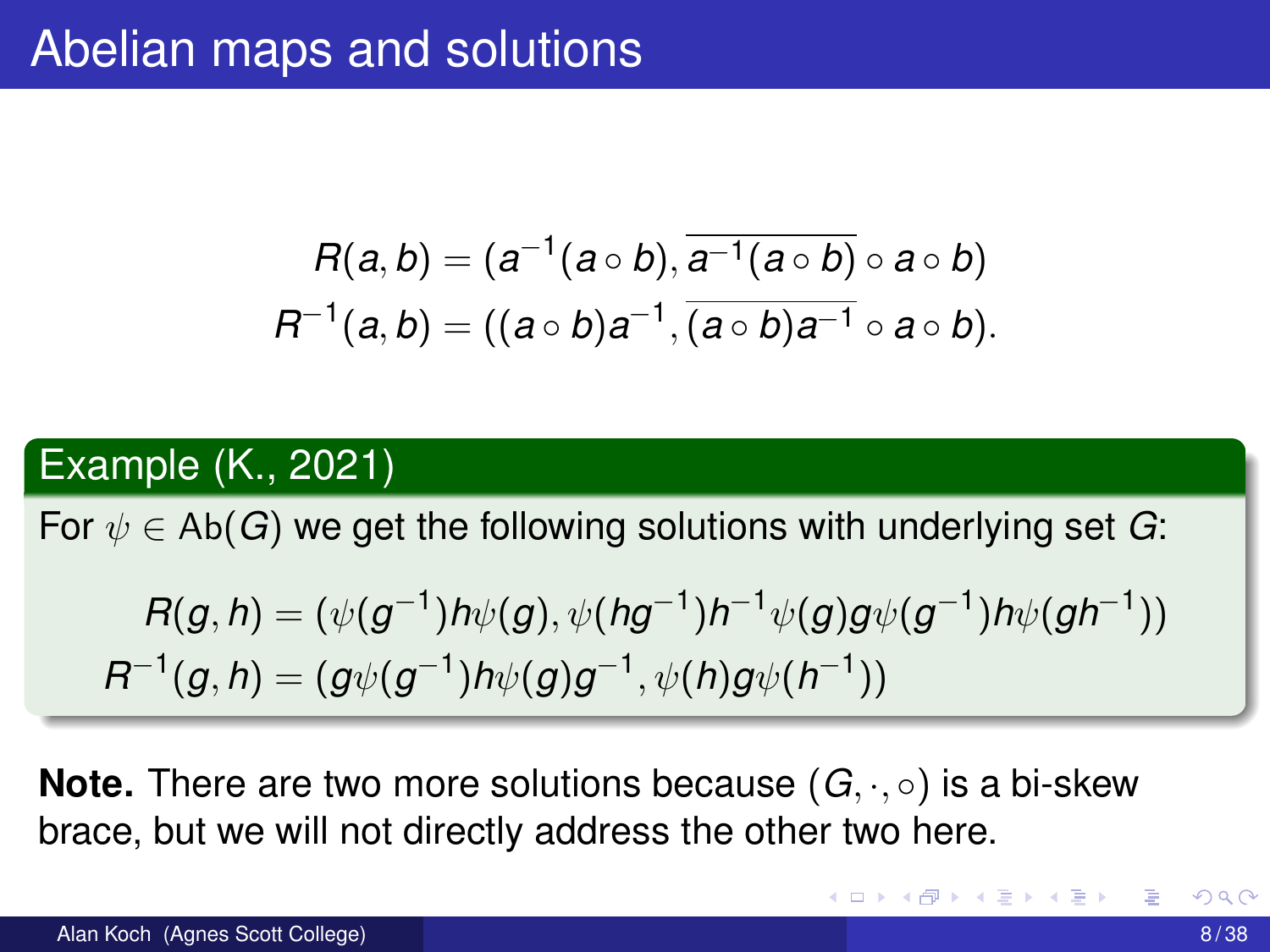# Abelian maps and solutions

$$R(a,b) = (a^{-1}(a \circ b), \overline{a^{-1}(a \circ b)} \circ a \circ b)$$
$$R^{-1}(a,b) = ((a \circ b)a^{-1}, \overline{(a \circ b)a^{-1}} \circ a \circ b).$$

**Example (K., 2021)**

For $\psi \in \mathrm{Ab}(G)$ we get the following solutions with underlying set $G$:

$$R(g,h) = (\psi(g^{-1})h\psi(g), \psi(hg^{-1})h^{-1}\psi(g)g\psi(g^{-1})h\psi(gh^{-1}))$$
$$R^{-1}(g,h) = (g\psi(g^{-1})h\psi(g)g^{-1}, \psi(h)g\psi(h^{-1}))$$

**Note.** There are two more solutions because $(G, \cdot, \circ)$ is a bi-skew brace, but we will not directly address the other two here.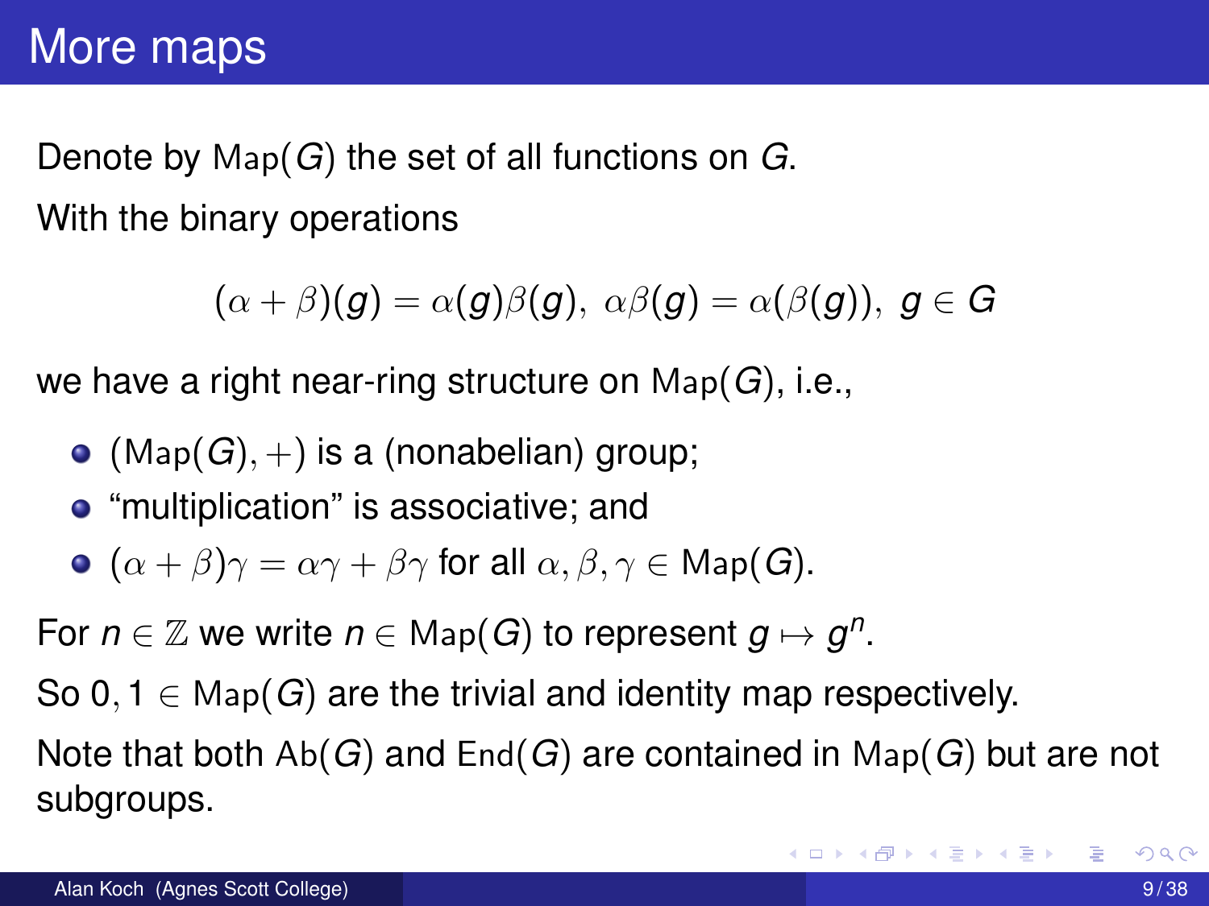# More maps

Denote by $\mathrm{Map}(G)$ the set of all functions on $G$.

With the binary operations

$$(\alpha+\beta)(g) = \alpha(g)\beta(g),\ \alpha\beta(g) = \alpha(\beta(g)),\ g \in G$$

we have a right near-ring structure on $\mathrm{Map}(G)$, i.e.,

- $(\mathrm{Map}(G), +)$ is a (nonabelian) group;
- "multiplication" is associative; and
- $(\alpha+\beta)\gamma = \alpha\gamma + \beta\gamma$ for all $\alpha, \beta, \gamma \in \mathrm{Map}(G)$.

For $n \in \mathbb{Z}$ we write $n \in \mathrm{Map}(G)$ to represent $g \mapsto g^n$.

So $0, 1 \in \mathrm{Map}(G)$ are the trivial and identity map respectively.

Note that both $\mathrm{Ab}(G)$ and $\mathrm{End}(G)$ are contained in $\mathrm{Map}(G)$ but are not subgroups.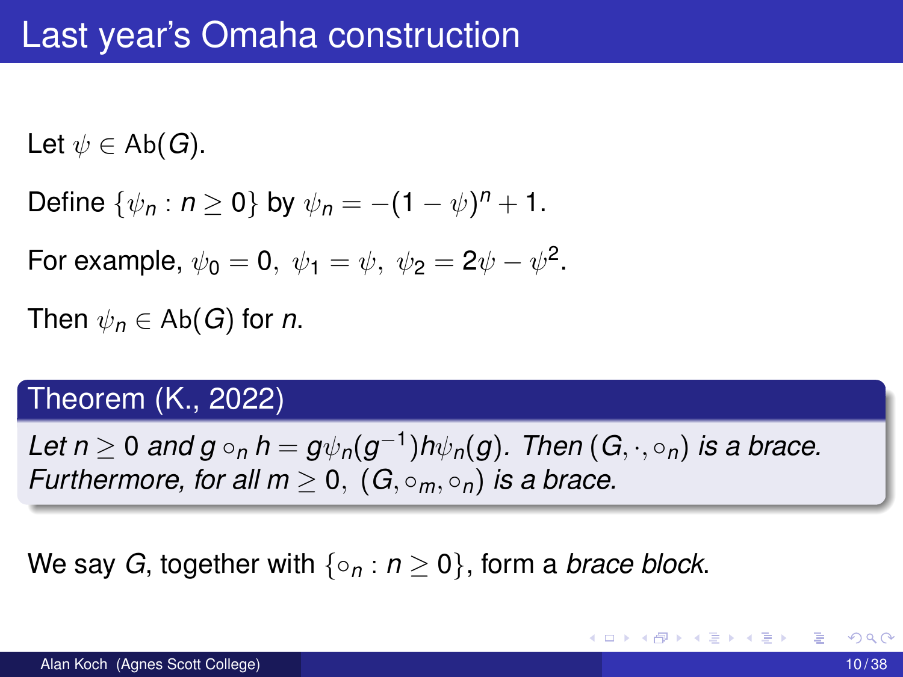# Last year's Omaha construction

Let $\psi \in \mathrm{Ab}(G)$.

Define $\{\psi_n : n \geq 0\}$ by $\psi_n = -(1-\psi)^n + 1$.

For example, $\psi_0 = 0,\ \psi_1 = \psi,\ \psi_2 = 2\psi - \psi^2$.

Then $\psi_n \in \mathrm{Ab}(G)$ for $n$.

**Theorem (K., 2022)**

*Let $n \geq 0$ and $g \circ_n h = g\psi_n(g^{-1})h\psi_n(g)$. Then $(G, \cdot, \circ_n)$ is a brace. Furthermore, for all $m \geq 0$, $(G, \circ_m, \circ_n)$ is a brace.*

We say $G$, together with $\{\circ_n : n \geq 0\}$, form a *brace block*.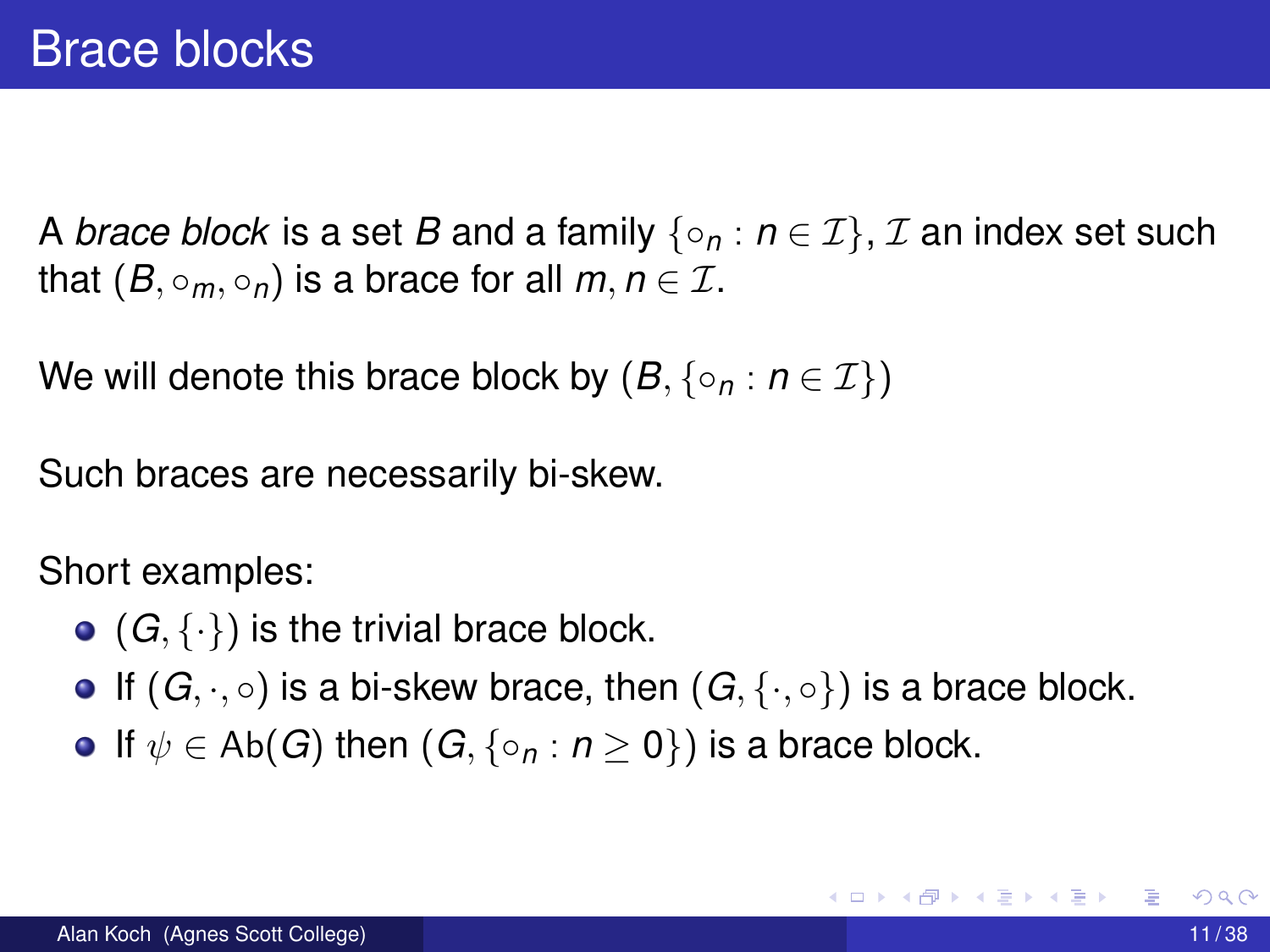# Brace blocks

A *brace block* is a set $B$ and a family $\{\circ_n : n \in \mathcal{I}\}$, $\mathcal{I}$ an index set such that $(B, \circ_m, \circ_n)$ is a brace for all $m, n \in \mathcal{I}$.

We will denote this brace block by $(B, \{\circ_n : n \in \mathcal{I}\})$

Such braces are necessarily bi-skew.

Short examples:

- $(G, \{\cdot\})$ is the trivial brace block.
- If $(G, \cdot, \circ)$ is a bi-skew brace, then $(G, \{\cdot, \circ\})$ is a brace block.
- If $\psi \in \mathrm{Ab}(G)$ then $(G, \{\circ_n : n \geq 0\})$ is a brace block.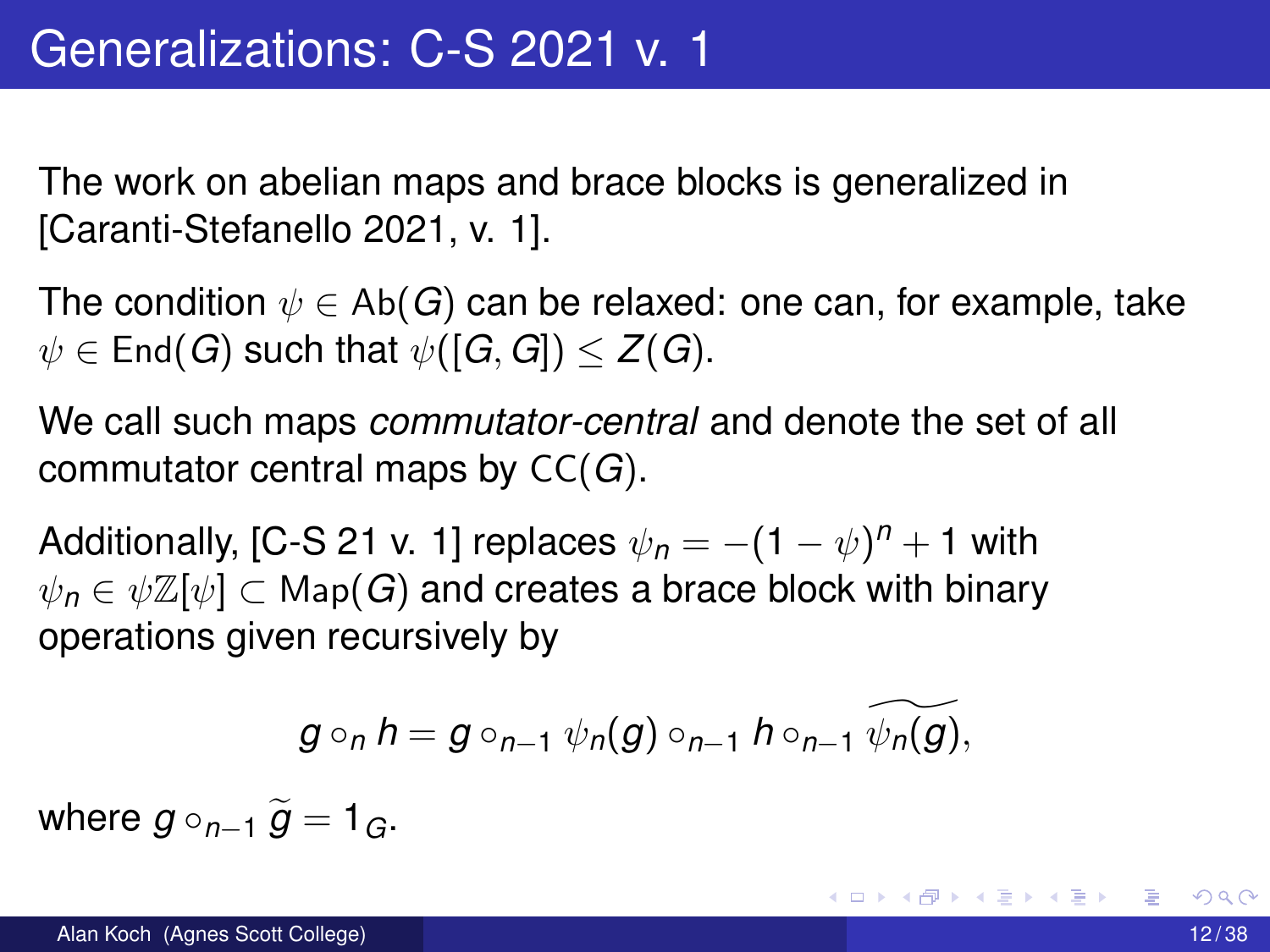# Generalizations: C-S 2021 v. 1

The work on abelian maps and brace blocks is generalized in [Caranti-Stefanello 2021, v. 1].

The condition $\psi \in \mathsf{Ab}(G)$ can be relaxed: one can, for example, take $\psi \in \mathsf{End}(G)$ such that $\psi([G,G]) \leq Z(G)$.

We call such maps *commutator-central* and denote the set of all commutator central maps by $\mathsf{CC}(G)$.

Additionally, [C-S 21 v. 1] replaces $\psi_n = -(1-\psi)^n + 1$ with $\psi_n \in \psi\mathbb{Z}[\psi] \subset \mathsf{Map}(G)$ and creates a brace block with binary operations given recursively by

$$g \circ_n h = g \circ_{n-1} \psi_n(g) \circ_{n-1} h \circ_{n-1} \widetilde{\psi_n(g)},$$

where $g \circ_{n-1} \widetilde{g} = 1_G$.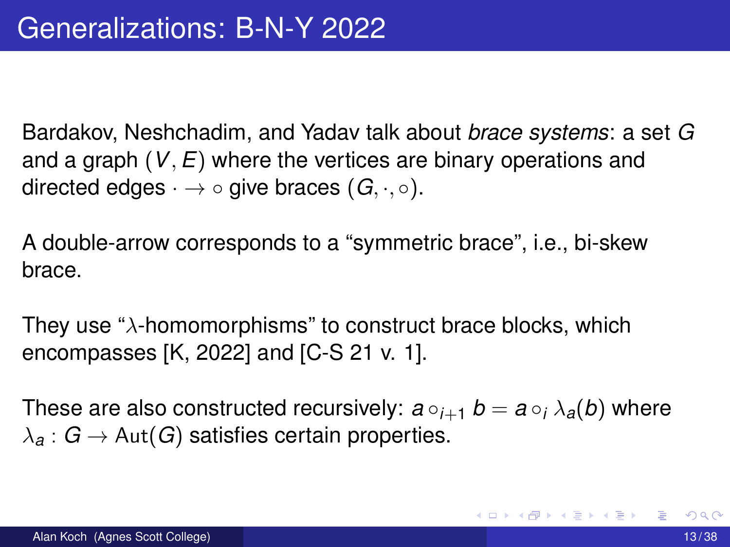# Generalizations: B-N-Y 2022

Bardakov, Neshchadim, and Yadav talk about *brace systems*: a set $G$ and a graph $(V, E)$ where the vertices are binary operations and directed edges $\cdot \to \circ$ give braces $(G, \cdot, \circ)$.

A double-arrow corresponds to a "symmetric brace", i.e., bi-skew brace.

They use "$\lambda$-homomorphisms" to construct brace blocks, which encompasses [K, 2022] and [C-S 21 v. 1].

These are also constructed recursively: $a \circ_{i+1} b = a \circ_i \lambda_a(b)$ where $\lambda_a : G \to \mathrm{Aut}(G)$ satisfies certain properties.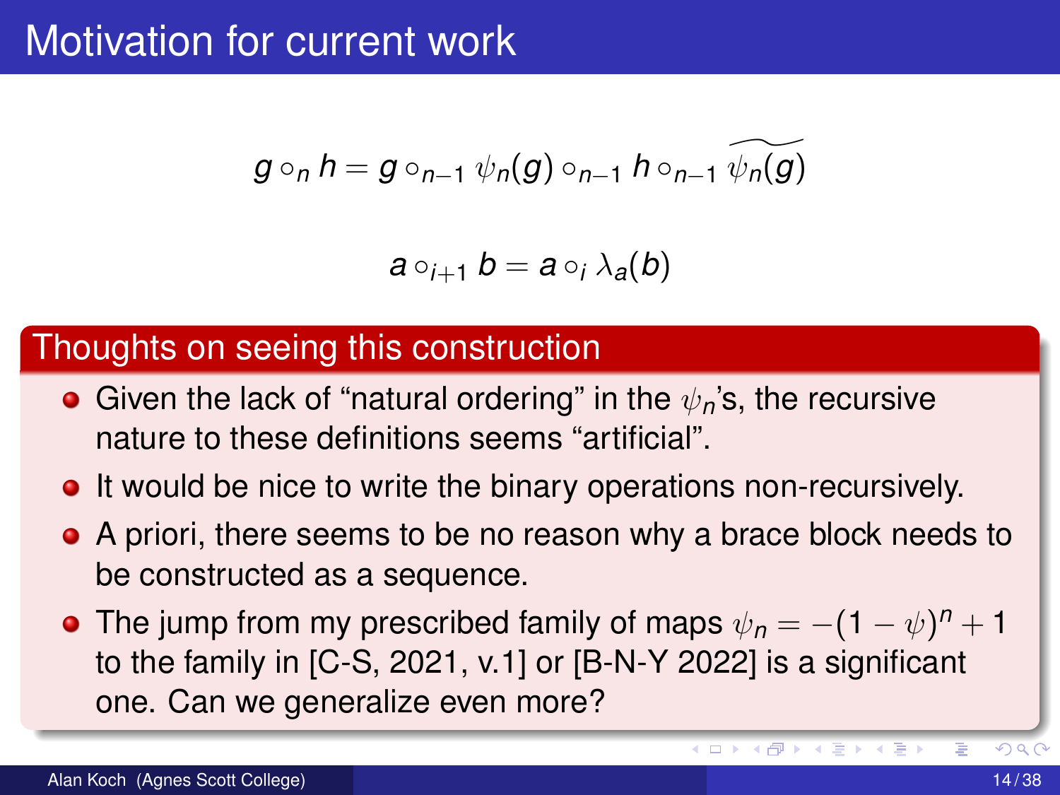# Motivation for current work

$$g \circ_n h = g \circ_{n-1} \psi_n(g) \circ_{n-1} h \circ_{n-1} \widetilde{\psi_n(g)}$$

$$a \circ_{i+1} b = a \circ_i \lambda_a(b)$$

## Thoughts on seeing this construction

- Given the lack of “natural ordering” in the $\psi_n$’s, the recursive nature to these definitions seems “artificial”.
- It would be nice to write the binary operations non-recursively.
- A priori, there seems to be no reason why a brace block needs to be constructed as a sequence.
- The jump from my prescribed family of maps $\psi_n = -(1-\psi)^n + 1$ to the family in [C-S, 2021, v.1] or [B-N-Y 2022] is a significant one. Can we generalize even more?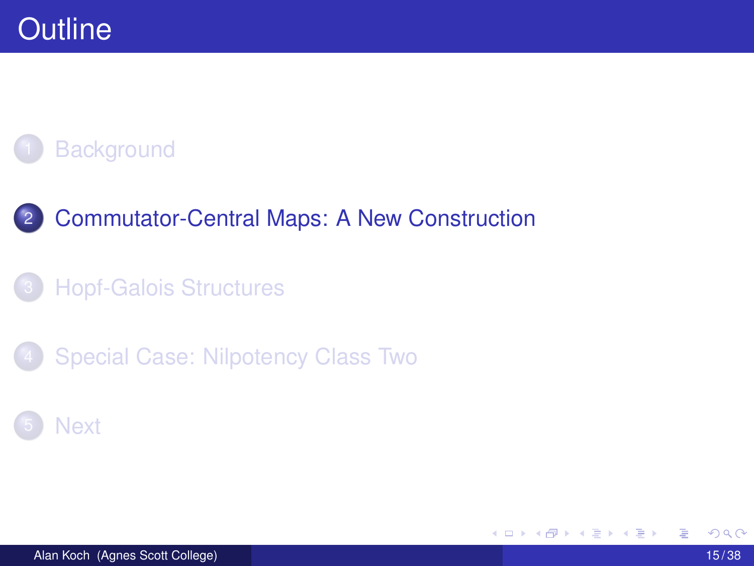# Outline

1. Background
2. Commutator-Central Maps: A New Construction
3. Hopf-Galois Structures
4. Special Case: Nilpotency Class Two
5. Next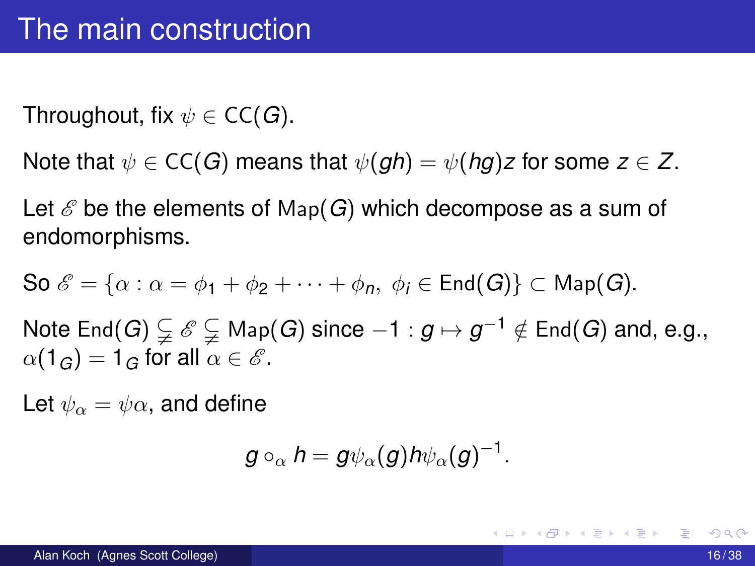# The main construction

Throughout, fix $\psi \in \mathsf{CC}(G)$.

Note that $\psi \in \mathsf{CC}(G)$ means that $\psi(gh) = \psi(hg)z$ for some $z \in Z$.

Let $\mathscr{E}$ be the elements of $\mathsf{Map}(G)$ which decompose as a sum of endomorphisms.

So $\mathscr{E} = \{\alpha : \alpha = \phi_1 + \phi_2 + \cdots + \phi_n,\ \phi_i \in \mathsf{End}(G)\} \subset \mathsf{Map}(G)$.

Note $\mathsf{End}(G) \subsetneq \mathscr{E} \subsetneq \mathsf{Map}(G)$ since $-1 : g \mapsto g^{-1} \notin \mathsf{End}(G)$ and, e.g., $\alpha(1_G) = 1_G$ for all $\alpha \in \mathscr{E}$.

Let $\psi_\alpha = \psi\alpha$, and define

$$g \circ_\alpha h = g\psi_\alpha(g)h\psi_\alpha(g)^{-1}.$$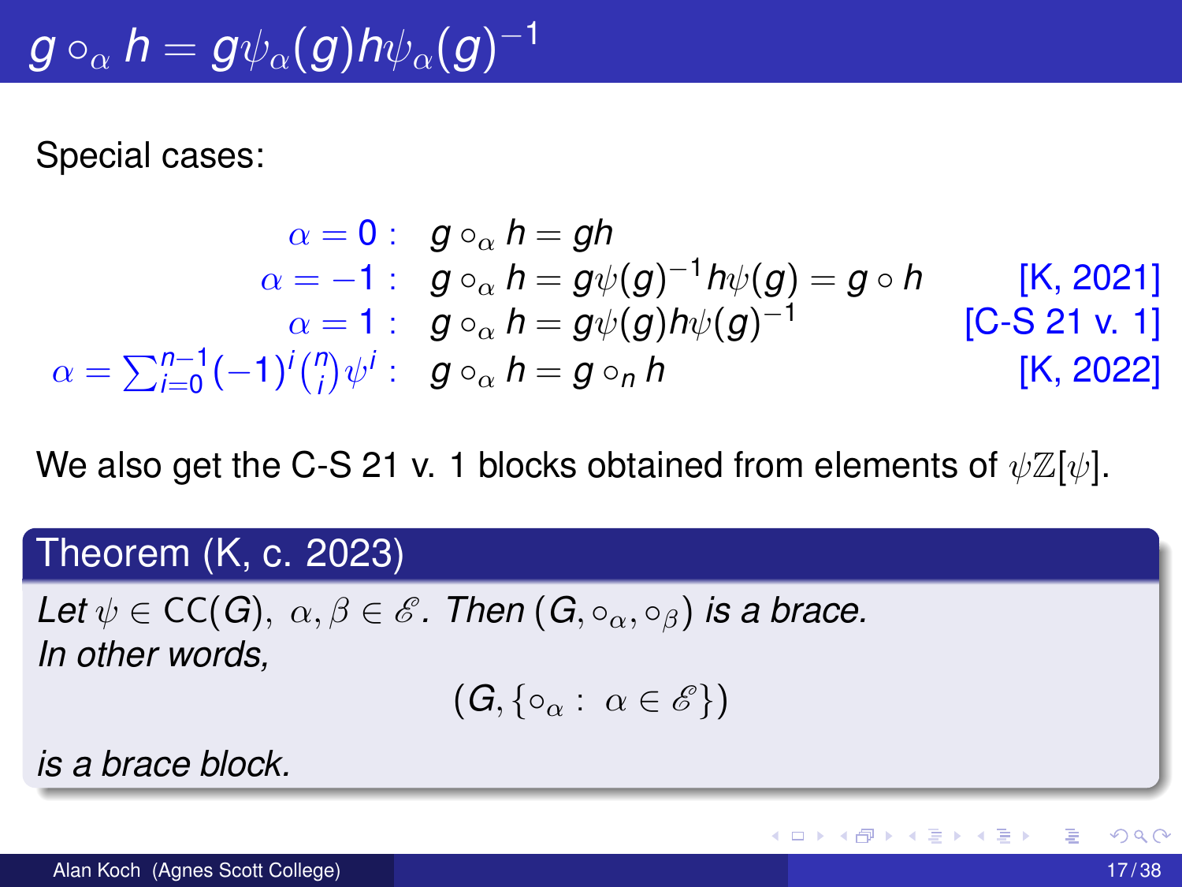# $g \circ_\alpha h = g\psi_\alpha(g)h\psi_\alpha(g)^{-1}$

Special cases:

| | | |
|---|---|---|
| $\alpha = 0:$ | $g \circ_\alpha h = gh$ | |
| $\alpha = -1:$ | $g \circ_\alpha h = g\psi(g)^{-1}h\psi(g) = g \circ h$ | [K, 2021] |
| $\alpha = 1:$ | $g \circ_\alpha h = g\psi(g)h\psi(g)^{-1}$ | [C-S 21 v. 1] |
| $\alpha = \sum_{i=0}^{n-1}(-1)^i\binom{n}{i}\psi^i:$ | $g \circ_\alpha h = g \circ_n h$ | [K, 2022] |

We also get the C-S 21 v. 1 blocks obtained from elements of $\psi\mathbb{Z}[\psi]$.

**Theorem (K, c. 2023)**

*Let $\psi \in \mathrm{CC}(G)$, $\alpha, \beta \in \mathscr{E}$. Then $(G, \circ_\alpha, \circ_\beta)$ is a brace. In other words,*

$$(G, \{\circ_\alpha : \alpha \in \mathscr{E}\})$$

*is a brace block.*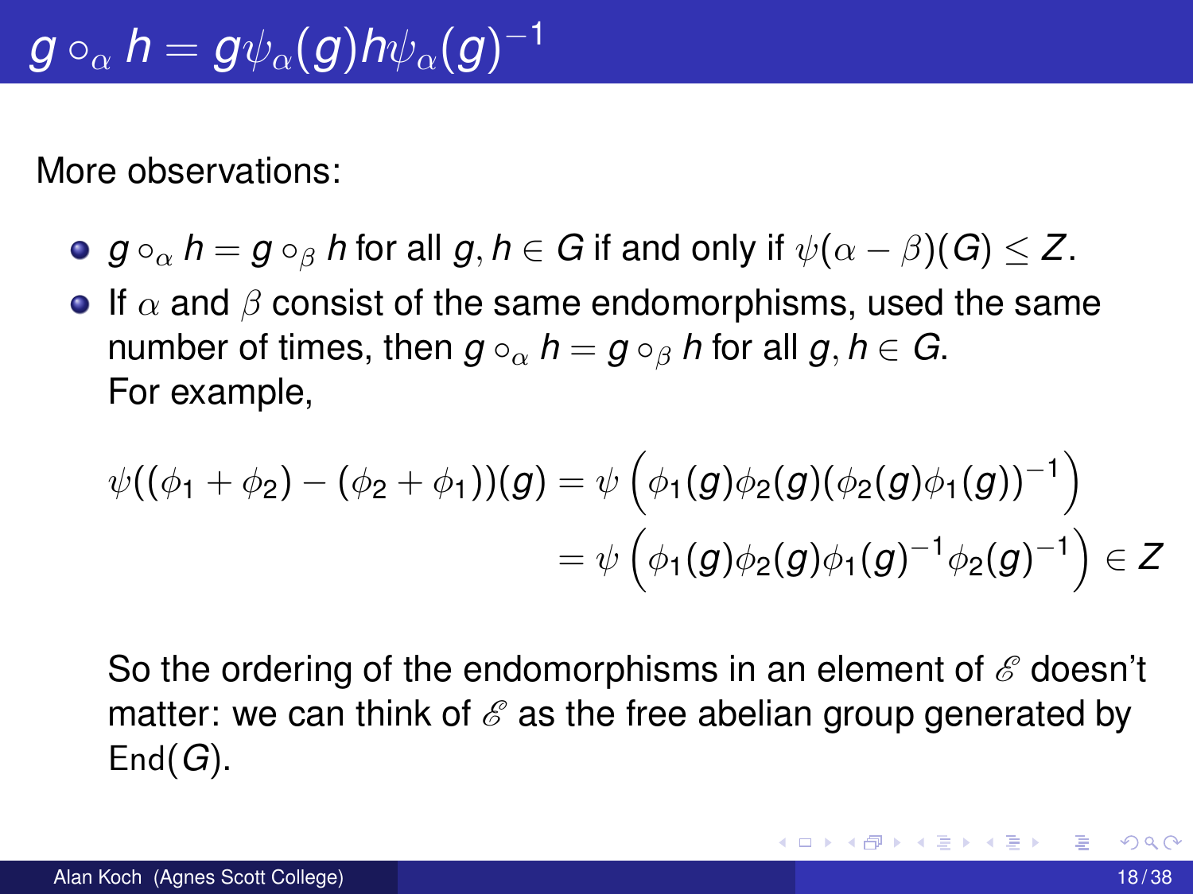# $g \circ_\alpha h = g\psi_\alpha(g)h\psi_\alpha(g)^{-1}$

More observations:

- $g \circ_\alpha h = g \circ_\beta h$ for all $g, h \in G$ if and only if $\psi(\alpha - \beta)(G) \leq Z$.
- If $\alpha$ and $\beta$ consist of the same endomorphisms, used the same number of times, then $g \circ_\alpha h = g \circ_\beta h$ for all $g, h \in G$.
  For example,

$$\begin{aligned} \psi((\phi_1 + \phi_2) - (\phi_2 + \phi_1))(g) &= \psi\left(\phi_1(g)\phi_2(g)(\phi_2(g)\phi_1(g))^{-1}\right) \\ &= \psi\left(\phi_1(g)\phi_2(g)\phi_1(g)^{-1}\phi_2(g)^{-1}\right) \in Z \end{aligned}$$

  So the ordering of the endomorphisms in an element of $\mathscr{E}$ doesn't matter: we can think of $\mathscr{E}$ as the free abelian group generated by $\text{End}(G)$.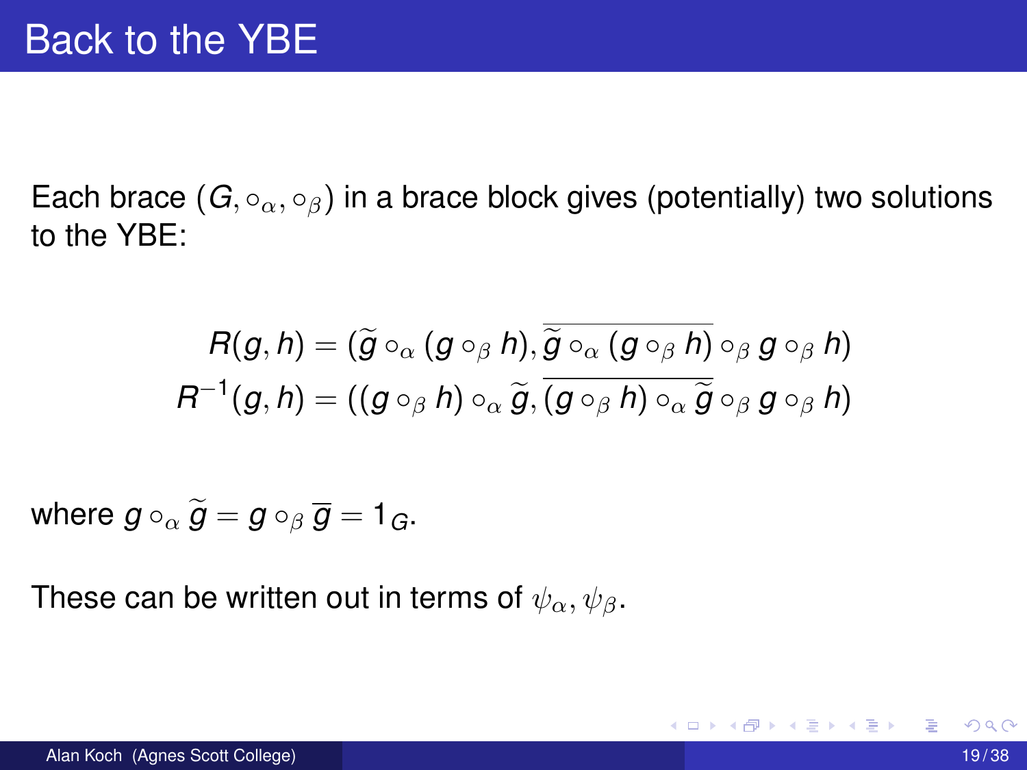# Back to the YBE

Each brace $(G, \circ_\alpha, \circ_\beta)$ in a brace block gives (potentially) two solutions to the YBE:

$$
\begin{aligned}
R(g,h) &= (\widetilde{g} \circ_\alpha (g \circ_\beta h), \overline{\widetilde{g} \circ_\alpha (g \circ_\beta h)} \circ_\beta g \circ_\beta h) \\
R^{-1}(g,h) &= ((g \circ_\beta h) \circ_\alpha \widetilde{g}, \overline{(g \circ_\beta h) \circ_\alpha \widetilde{g}} \circ_\beta g \circ_\beta h)
\end{aligned}
$$

where $g \circ_\alpha \widetilde{g} = g \circ_\beta \overline{g} = 1_G$.

These can be written out in terms of $\psi_\alpha, \psi_\beta$.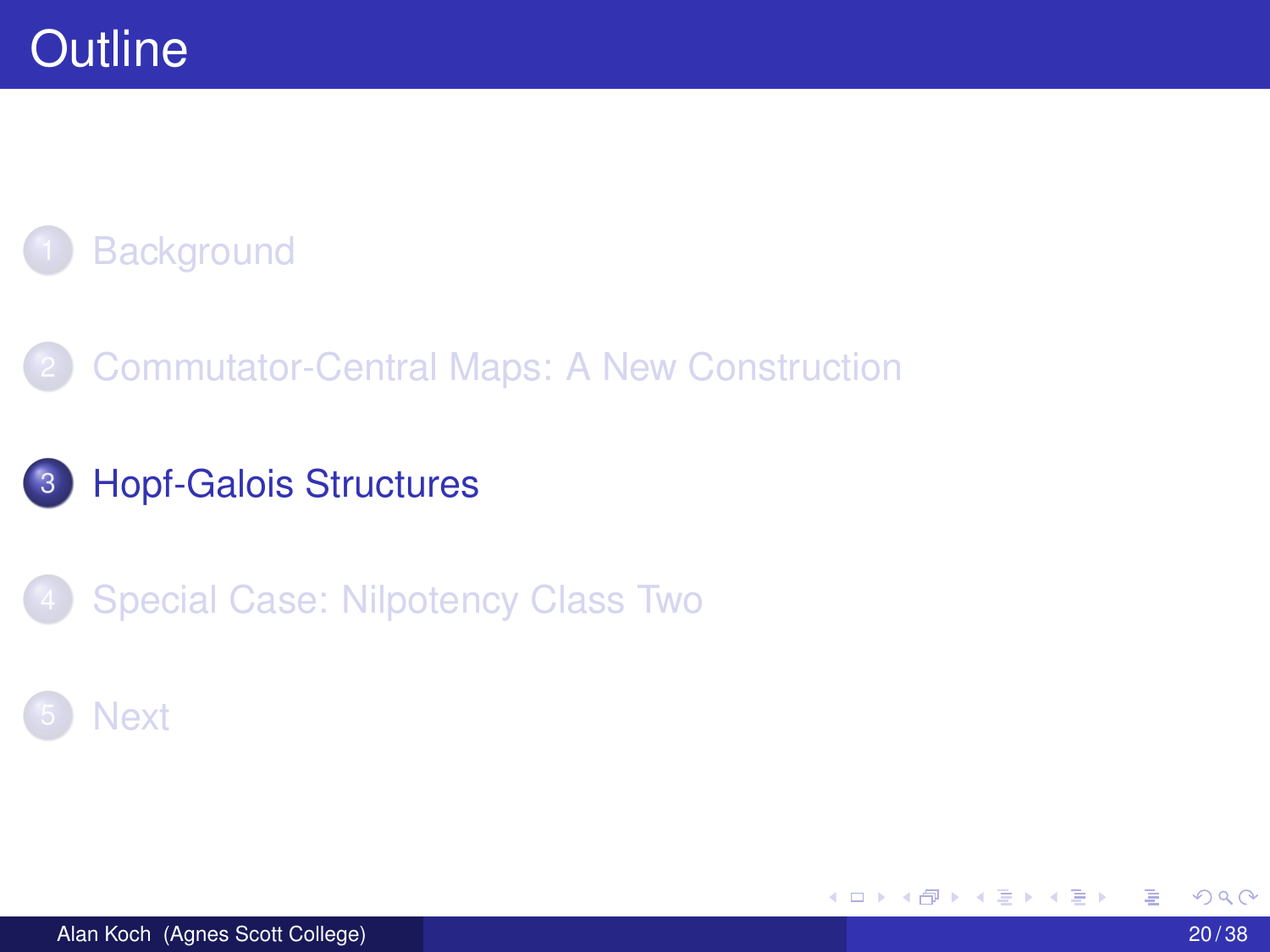# Outline

1. Background
2. Commutator-Central Maps: A New Construction
3. **Hopf-Galois Structures**
4. Special Case: Nilpotency Class Two
5. Next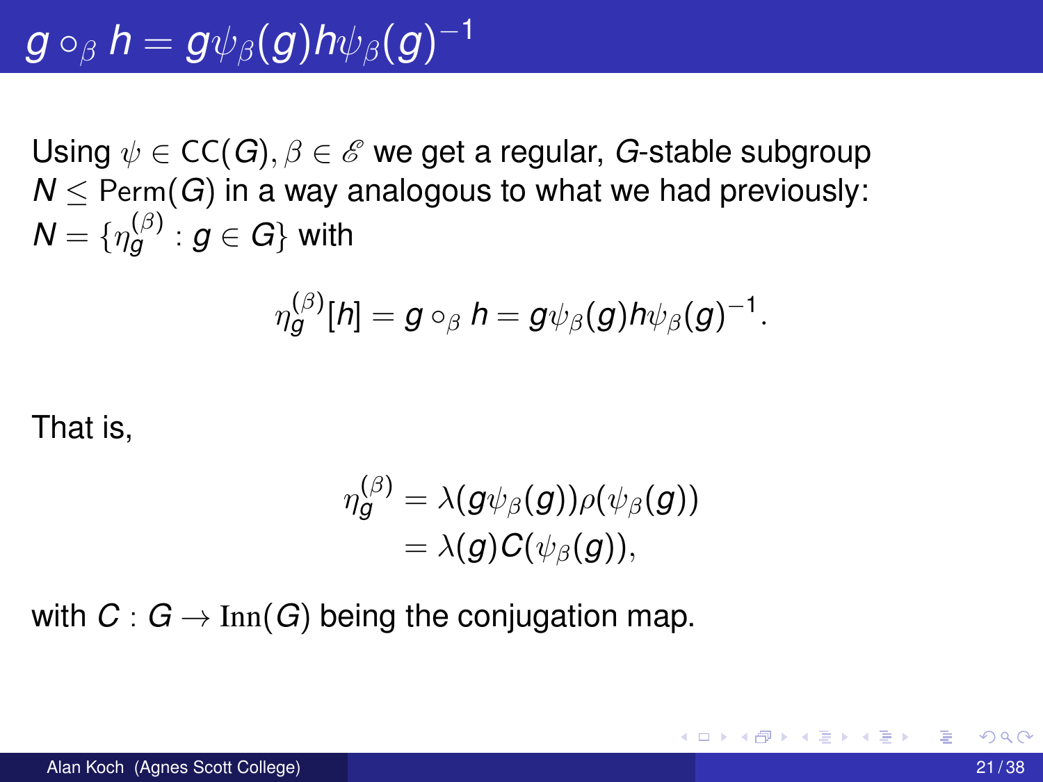# $g \circ_\beta h = g\psi_\beta(g)h\psi_\beta(g)^{-1}$

Using $\psi \in \mathsf{CC}(G), \beta \in \mathscr{E}$ we get a regular, $G$-stable subgroup $N \leq \mathsf{Perm}(G)$ in a way analogous to what we had previously: $N = \{\eta_g^{(\beta)} : g \in G\}$ with

$$\eta_g^{(\beta)}[h] = g \circ_\beta h = g\psi_\beta(g)h\psi_\beta(g)^{-1}.$$

That is,

$$\begin{aligned}\eta_g^{(\beta)} &= \lambda(g\psi_\beta(g))\rho(\psi_\beta(g)) \\ &= \lambda(g)C(\psi_\beta(g)),\end{aligned}$$

with $C : G \to \mathrm{Inn}(G)$ being the conjugation map.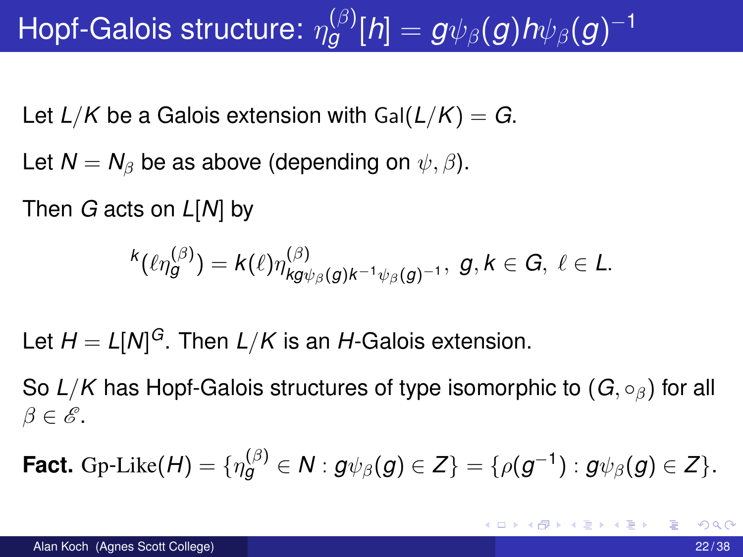# Hopf-Galois structure: $\eta_g^{(\beta)}[h] = g\psi_\beta(g)h\psi_\beta(g)^{-1}$

Let $L/K$ be a Galois extension with $\mathrm{Gal}(L/K) = G$.

Let $N = N_\beta$ be as above (depending on $\psi, \beta$).

Then $G$ acts on $L[N]$ by

$$ {}^{k}(\ell\eta_g^{(\beta)}) = k(\ell)\eta^{(\beta)}_{kg\psi_\beta(g)k^{-1}\psi_\beta(g)^{-1}},\ g, k \in G,\ \ell \in L. $$

Let $H = L[N]^G$. Then $L/K$ is an $H$-Galois extension.

So $L/K$ has Hopf-Galois structures of type isomorphic to $(G, \circ_\beta)$ for all $\beta \in \mathscr{E}$.

**Fact.** $\mathrm{Gp\text{-}Like}(H) = \{\eta_g^{(\beta)} \in N : g\psi_\beta(g) \in Z\} = \{\rho(g^{-1}) : g\psi_\beta(g) \in Z\}$.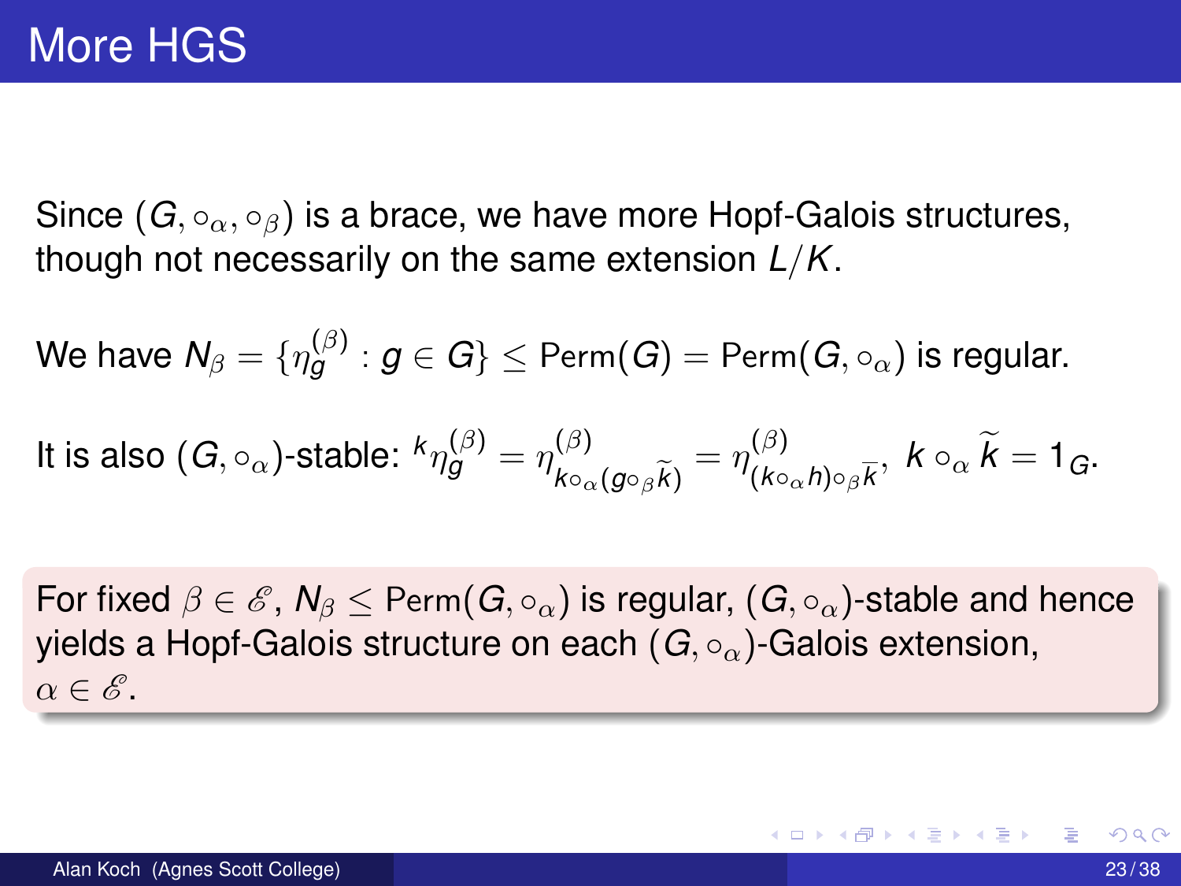# More HGS

Since $(G, \circ_\alpha, \circ_\beta)$ is a brace, we have more Hopf-Galois structures, though not necessarily on the same extension $L/K$.

We have $N_\beta = \{\eta_g^{(\beta)} : g \in G\} \leq \mathrm{Perm}(G) = \mathrm{Perm}(G, \circ_\alpha)$ is regular.

It is also $(G, \circ_\alpha)$-stable: ${}^k\eta_g^{(\beta)} = \eta^{(\beta)}_{k \circ_\alpha (g \circ_\beta \widetilde{k})} = \eta^{(\beta)}_{(k \circ_\alpha h) \circ_\beta \overline{k}}$, $k \circ_\alpha \widetilde{k} = 1_G$.

For fixed $\beta \in \mathscr{E}$, $N_\beta \leq \mathrm{Perm}(G, \circ_\alpha)$ is regular, $(G, \circ_\alpha)$-stable and hence yields a Hopf-Galois structure on each $(G, \circ_\alpha)$-Galois extension, $\alpha \in \mathscr{E}$.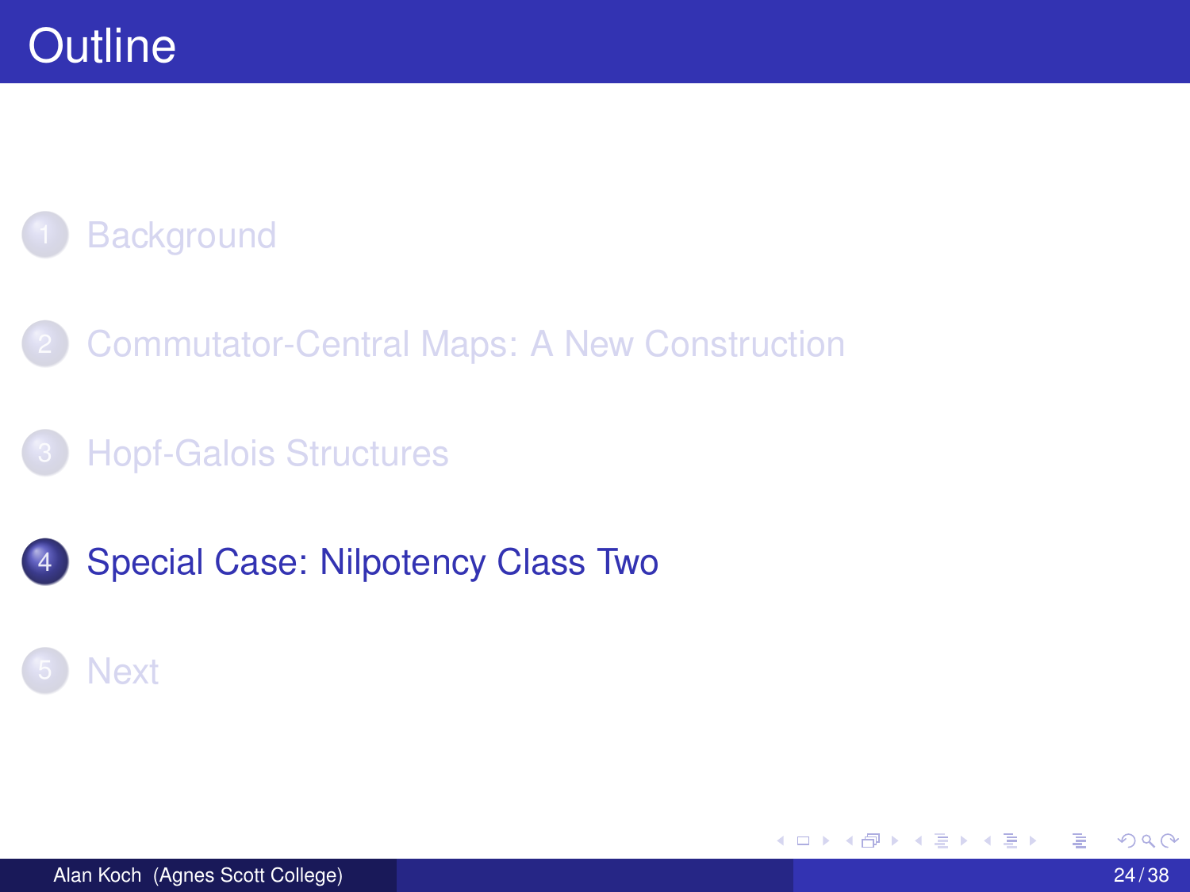# Outline

1. Background
2. Commutator-Central Maps: A New Construction
3. Hopf-Galois Structures
4. **Special Case: Nilpotency Class Two**
5. Next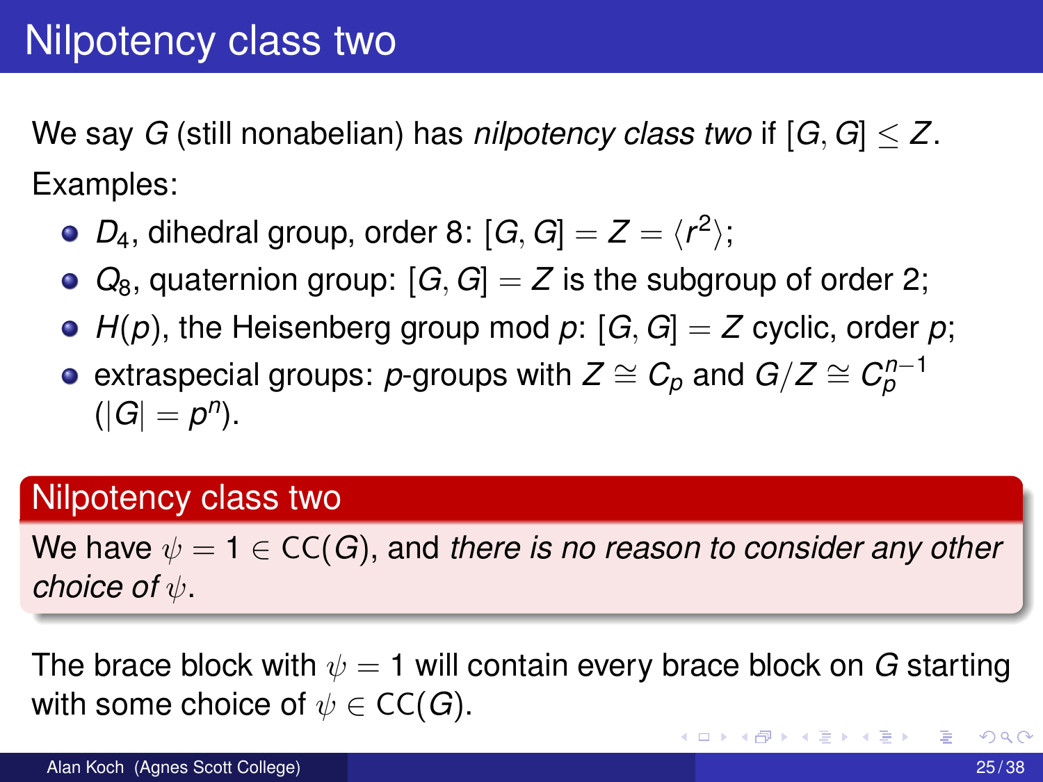# Nilpotency class two

We say $G$ (still nonabelian) has *nilpotency class two* if $[G, G] \leq Z$.

Examples:

- $D_4$, dihedral group, order 8: $[G, G] = Z = \langle r^2 \rangle$;
- $Q_8$, quaternion group: $[G, G] = Z$ is the subgroup of order 2;
- $H(p)$, the Heisenberg group mod $p$: $[G, G] = Z$ cyclic, order $p$;
- extraspecial groups: $p$-groups with $Z \cong C_p$ and $G/Z \cong C_p^{n-1}$ ($|G| = p^n$).

**Nilpotency class two**

We have $\psi = 1 \in \mathrm{CC}(G)$, and *there is no reason to consider any other choice of* $\psi$.

The brace block with $\psi = 1$ will contain every brace block on $G$ starting with some choice of $\psi \in \mathrm{CC}(G)$.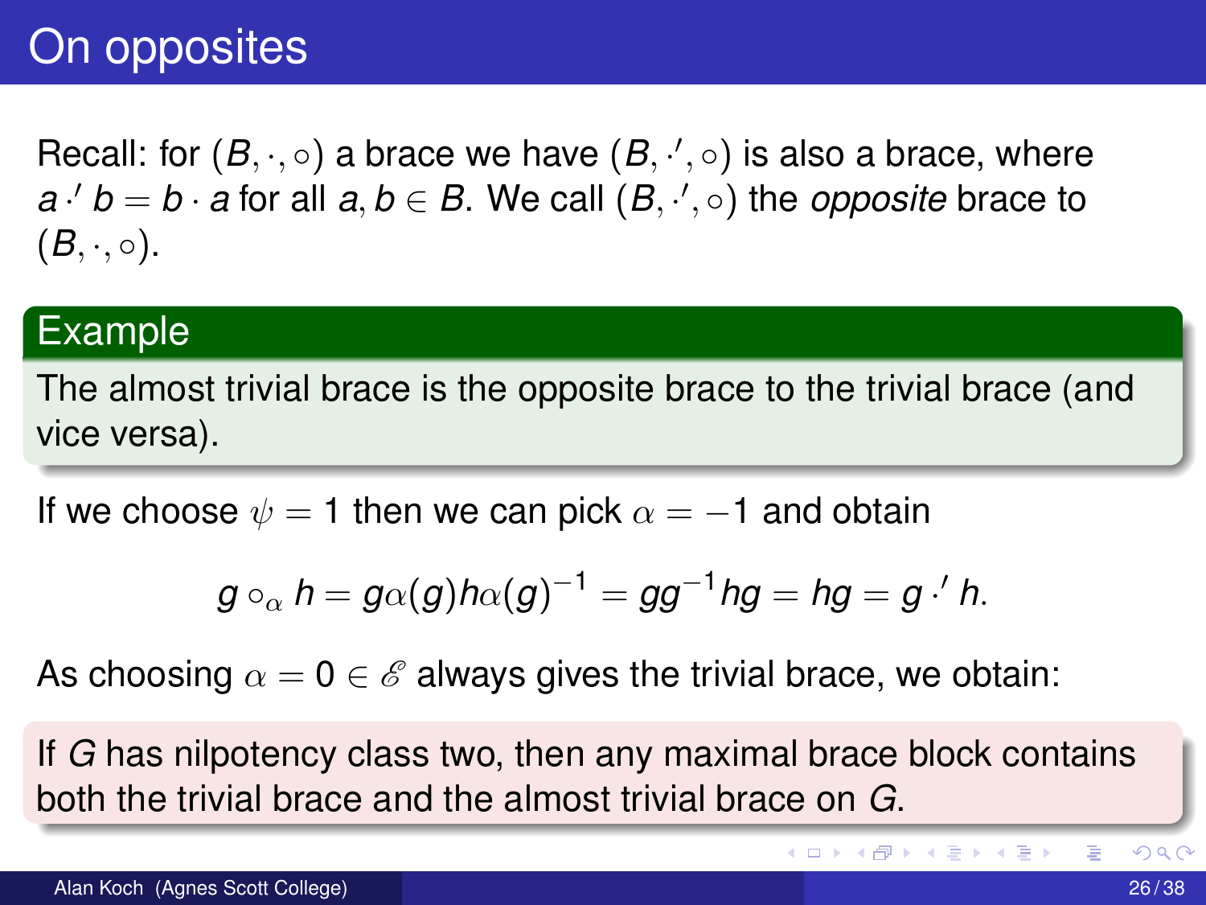# On opposites

Recall: for $(B, \cdot, \circ)$ a brace we have $(B, \cdot', \circ)$ is also a brace, where $a \cdot' b = b \cdot a$ for all $a, b \in B$. We call $(B, \cdot', \circ)$ the *opposite* brace to $(B, \cdot, \circ)$.

**Example**

The almost trivial brace is the opposite brace to the trivial brace (and vice versa).

If we choose $\psi = 1$ then we can pick $\alpha = -1$ and obtain

$$g \circ_\alpha h = g\alpha(g)h\alpha(g)^{-1} = gg^{-1}hg = hg = g \cdot' h.$$

As choosing $\alpha = 0 \in \mathscr{E}$ always gives the trivial brace, we obtain:

If $G$ has nilpotency class two, then any maximal brace block contains both the trivial brace and the almost trivial brace on $G$.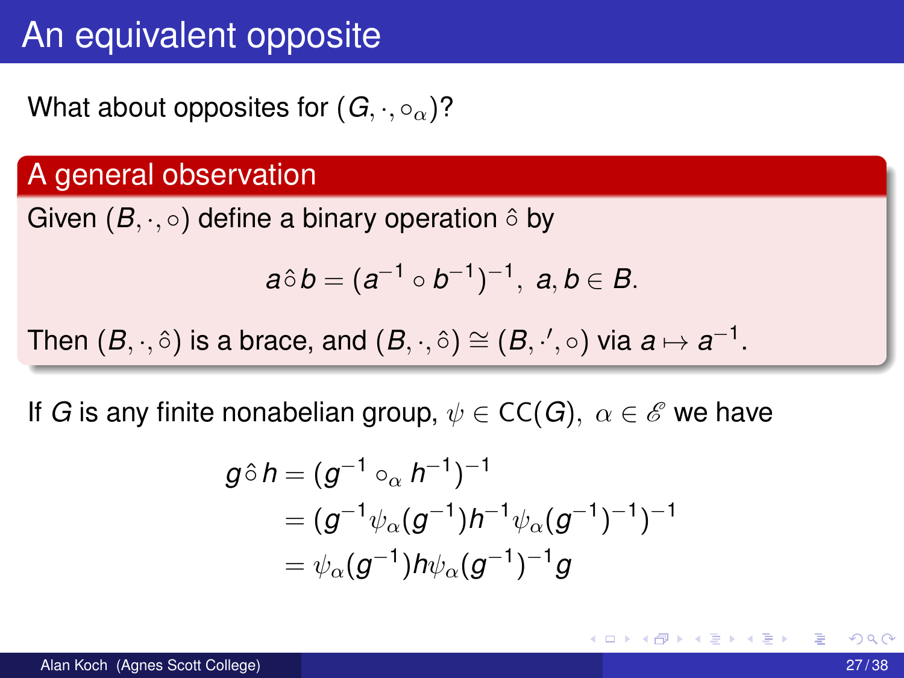# An equivalent opposite

What about opposites for $(G, \cdot, \circ_\alpha)$?

**A general observation**

Given $(B, \cdot, \circ)$ define a binary operation $\hat{\circ}$ by

$$a \,\hat{\circ}\, b = (a^{-1} \circ b^{-1})^{-1},\ a, b \in B.$$

Then $(B, \cdot, \hat{\circ})$ is a brace, and $(B, \cdot, \hat{\circ}) \cong (B, \cdot', \circ)$ via $a \mapsto a^{-1}$.

If $G$ is any finite nonabelian group, $\psi \in \mathrm{CC}(G)$, $\alpha \in \mathscr{E}$ we have

$$\begin{aligned}
g \,\hat{\circ}\, h &= (g^{-1} \circ_\alpha h^{-1})^{-1} \\
&= (g^{-1}\psi_\alpha(g^{-1})h^{-1}\psi_\alpha(g^{-1})^{-1})^{-1} \\
&= \psi_\alpha(g^{-1})h\psi_\alpha(g^{-1})^{-1}g
\end{aligned}$$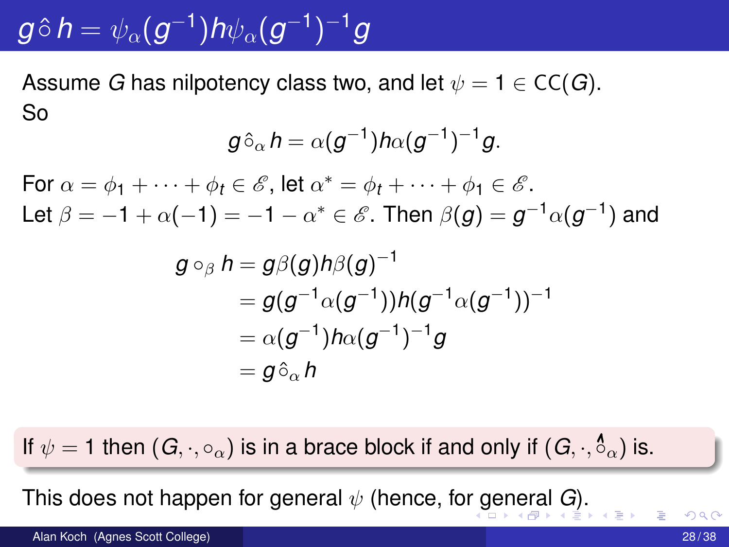# $g \,\hat{\circ}\, h = \psi_\alpha(g^{-1}) h \psi_\alpha(g^{-1})^{-1} g$

Assume $G$ has nilpotency class two, and let $\psi = 1 \in \mathrm{CC}(G)$.
So

$$g \,\hat{\circ}_\alpha\, h = \alpha(g^{-1}) h \alpha(g^{-1})^{-1} g.$$

For $\alpha = \phi_1 + \cdots + \phi_t \in \mathscr{E}$, let $\alpha^* = \phi_t + \cdots + \phi_1 \in \mathscr{E}$.
Let $\beta = -1 + \alpha(-1) = -1 - \alpha^* \in \mathscr{E}$. Then $\beta(g) = g^{-1}\alpha(g^{-1})$ and

$$\begin{aligned}
g \circ_\beta h &= g\beta(g)h\beta(g)^{-1} \\
&= g(g^{-1}\alpha(g^{-1}))h(g^{-1}\alpha(g^{-1}))^{-1} \\
&= \alpha(g^{-1})h\alpha(g^{-1})^{-1}g \\
&= g \,\hat{\circ}_\alpha\, h
\end{aligned}$$

If $\psi = 1$ then $(G, \cdot, \circ_\alpha)$ is in a brace block if and only if $(G, \cdot, \hat{\circ}_\alpha)$ is.

This does not happen for general $\psi$ (hence, for general $G$).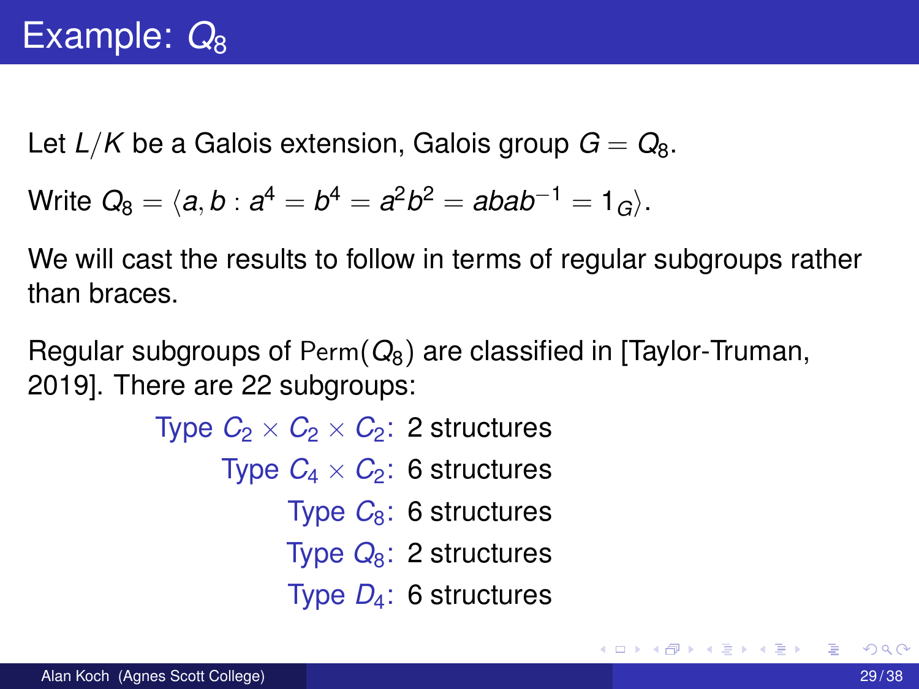# Example: $Q_8$

Let $L/K$ be a Galois extension, Galois group $G = Q_8$.

Write $Q_8 = \langle a, b : a^4 = b^4 = a^2b^2 = abab^{-1} = 1_G \rangle$.

We will cast the results to follow in terms of regular subgroups rather than braces.

Regular subgroups of $\mathrm{Perm}(Q_8)$ are classified in [Taylor-Truman, 2019]. There are 22 subgroups:

- Type $C_2 \times C_2 \times C_2$: 2 structures
- Type $C_4 \times C_2$: 6 structures
- Type $C_8$: 6 structures
- Type $Q_8$: 2 structures
- Type $D_4$: 6 structures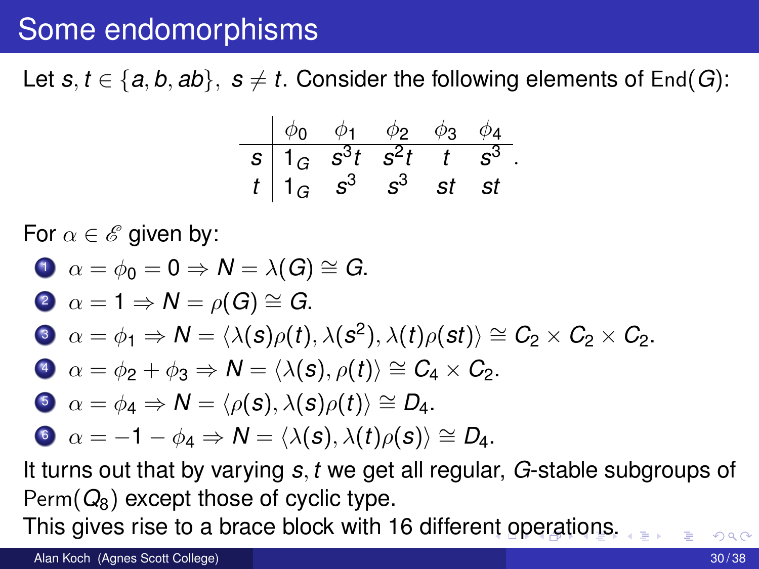# Some endomorphisms

Let $s, t \in \{a, b, ab\},\ s \neq t$. Consider the following elements of $\mathrm{End}(G)$:

|  | $\phi_0$ | $\phi_1$ | $\phi_2$ | $\phi_3$ | $\phi_4$ |
|---|---|---|---|---|---|
| $s$ | $1_G$ | $s^3t$ | $s^2t$ | $t$ | $s^3$ |
| $t$ | $1_G$ | $s^3$ | $s^3$ | $st$ | $st$ |

For $\alpha \in \mathscr{E}$ given by:

1. $\alpha = \phi_0 = 0 \Rightarrow N = \lambda(G) \cong G$.
2. $\alpha = 1 \Rightarrow N = \rho(G) \cong G$.
3. $\alpha = \phi_1 \Rightarrow N = \langle \lambda(s)\rho(t), \lambda(s^2), \lambda(t)\rho(st) \rangle \cong C_2 \times C_2 \times C_2$.
4. $\alpha = \phi_2 + \phi_3 \Rightarrow N = \langle \lambda(s), \rho(t) \rangle \cong C_4 \times C_2$.
5. $\alpha = \phi_4 \Rightarrow N = \langle \rho(s), \lambda(s)\rho(t) \rangle \cong D_4$.
6. $\alpha = -1 - \phi_4 \Rightarrow N = \langle \lambda(s), \lambda(t)\rho(s) \rangle \cong D_4$.

It turns out that by varying $s, t$ we get all regular, $G$-stable subgroups of $\mathrm{Perm}(Q_8)$ except those of cyclic type.

This gives rise to a brace block with 16 different operations.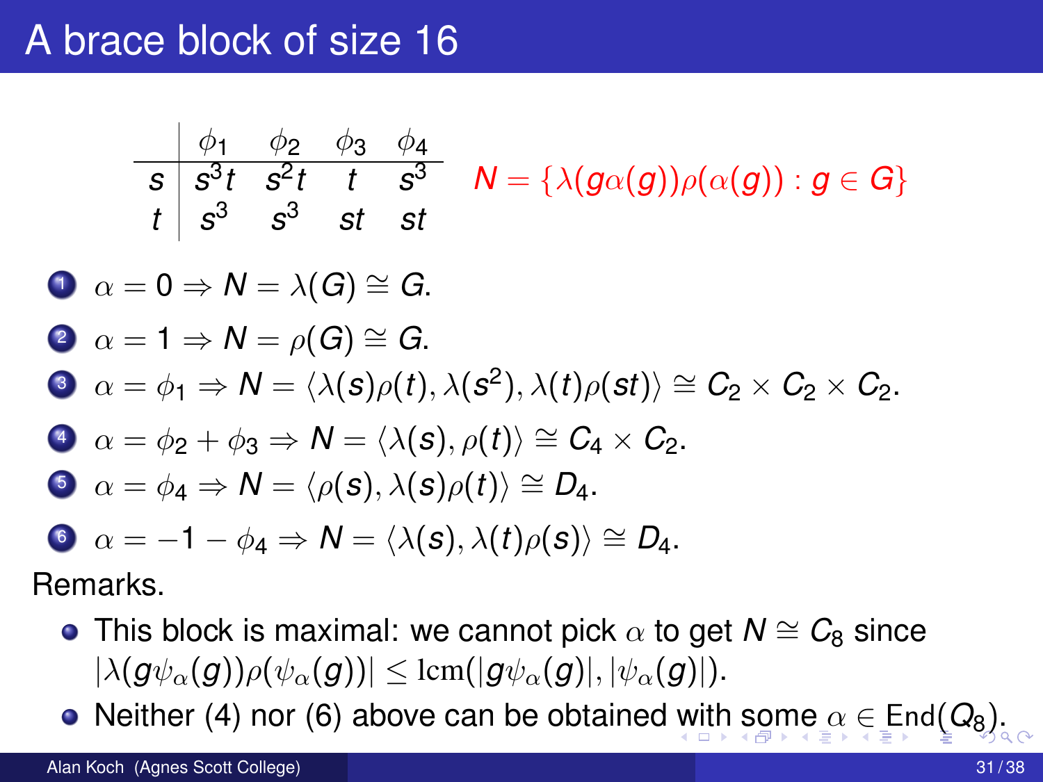# A brace block of size 16

|  | $\phi_1$ | $\phi_2$ | $\phi_3$ | $\phi_4$ |
|---|---|---|---|---|
| $s$ | $s^3t$ | $s^2t$ | $t$ | $s^3$ |
| $t$ | $s^3$ | $s^3$ | $st$ | $st$ |

$N = \{\lambda(g\alpha(g))\rho(\alpha(g)) : g \in G\}$

1. $\alpha = 0 \Rightarrow N = \lambda(G) \cong G.$
2. $\alpha = 1 \Rightarrow N = \rho(G) \cong G.$
3. $\alpha = \phi_1 \Rightarrow N = \langle \lambda(s)\rho(t), \lambda(s^2), \lambda(t)\rho(st) \rangle \cong C_2 \times C_2 \times C_2.$
4. $\alpha = \phi_2 + \phi_3 \Rightarrow N = \langle \lambda(s), \rho(t) \rangle \cong C_4 \times C_2.$
5. $\alpha = \phi_4 \Rightarrow N = \langle \rho(s), \lambda(s)\rho(t) \rangle \cong D_4.$
6. $\alpha = -1 - \phi_4 \Rightarrow N = \langle \lambda(s), \lambda(t)\rho(s) \rangle \cong D_4.$

Remarks.

- This block is maximal: we cannot pick $\alpha$ to get $N \cong C_8$ since $|\lambda(g\psi_\alpha(g))\rho(\psi_\alpha(g))| \leq \mathrm{lcm}(|g\psi_\alpha(g)|, |\psi_\alpha(g)|)$.
- Neither (4) nor (6) above can be obtained with some $\alpha \in \mathrm{End}(Q_8)$.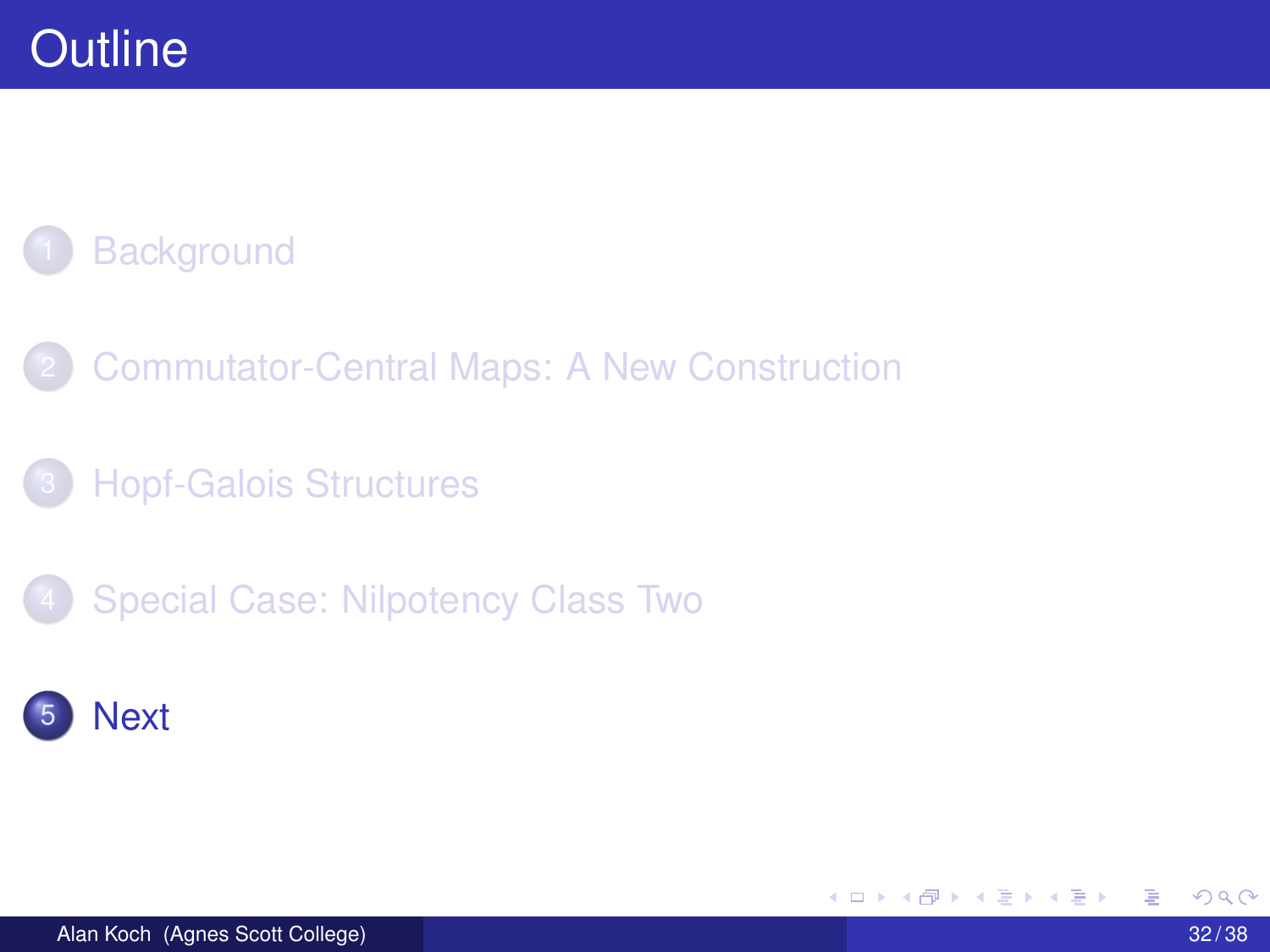# Outline

1. Background
2. Commutator-Central Maps: A New Construction
3. Hopf-Galois Structures
4. Special Case: Nilpotency Class Two
5. **Next**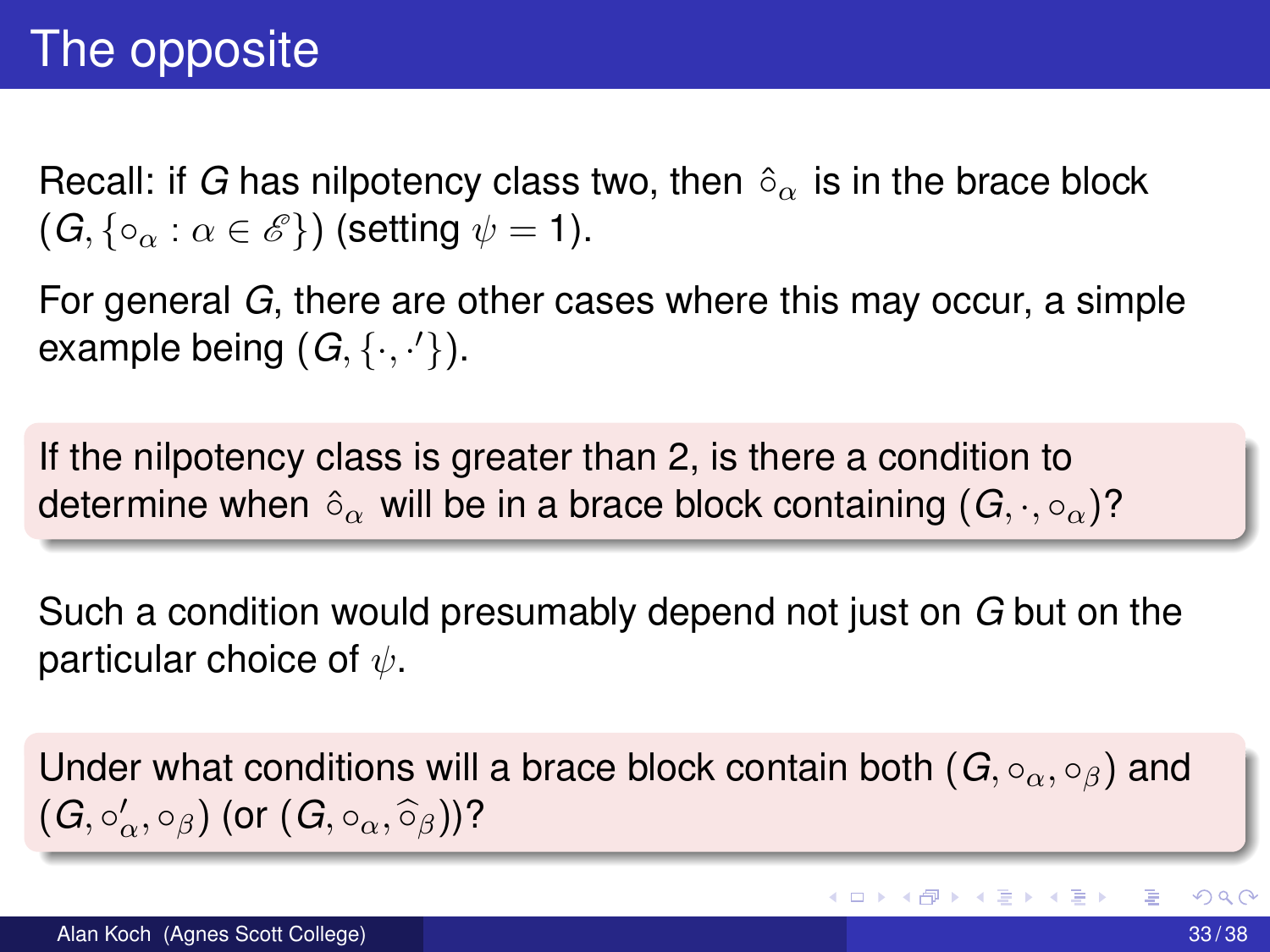# The opposite

Recall: if $G$ has nilpotency class two, then $\hat{\circ}_\alpha$ is in the brace block $(G, \{\circ_\alpha : \alpha \in \mathscr{E}\})$ (setting $\psi = 1$).

For general $G$, there are other cases where this may occur, a simple example being $(G, \{\cdot, \cdot'\})$.

If the nilpotency class is greater than 2, is there a condition to determine when $\hat{\circ}_\alpha$ will be in a brace block containing $(G, \cdot, \circ_\alpha)$?

Such a condition would presumably depend not just on $G$ but on the particular choice of $\psi$.

Under what conditions will a brace block contain both $(G, \circ_\alpha, \circ_\beta)$ and $(G, \circ'_\alpha, \circ_\beta)$ (or $(G, \circ_\alpha, \widehat{\circ}_\beta)$)?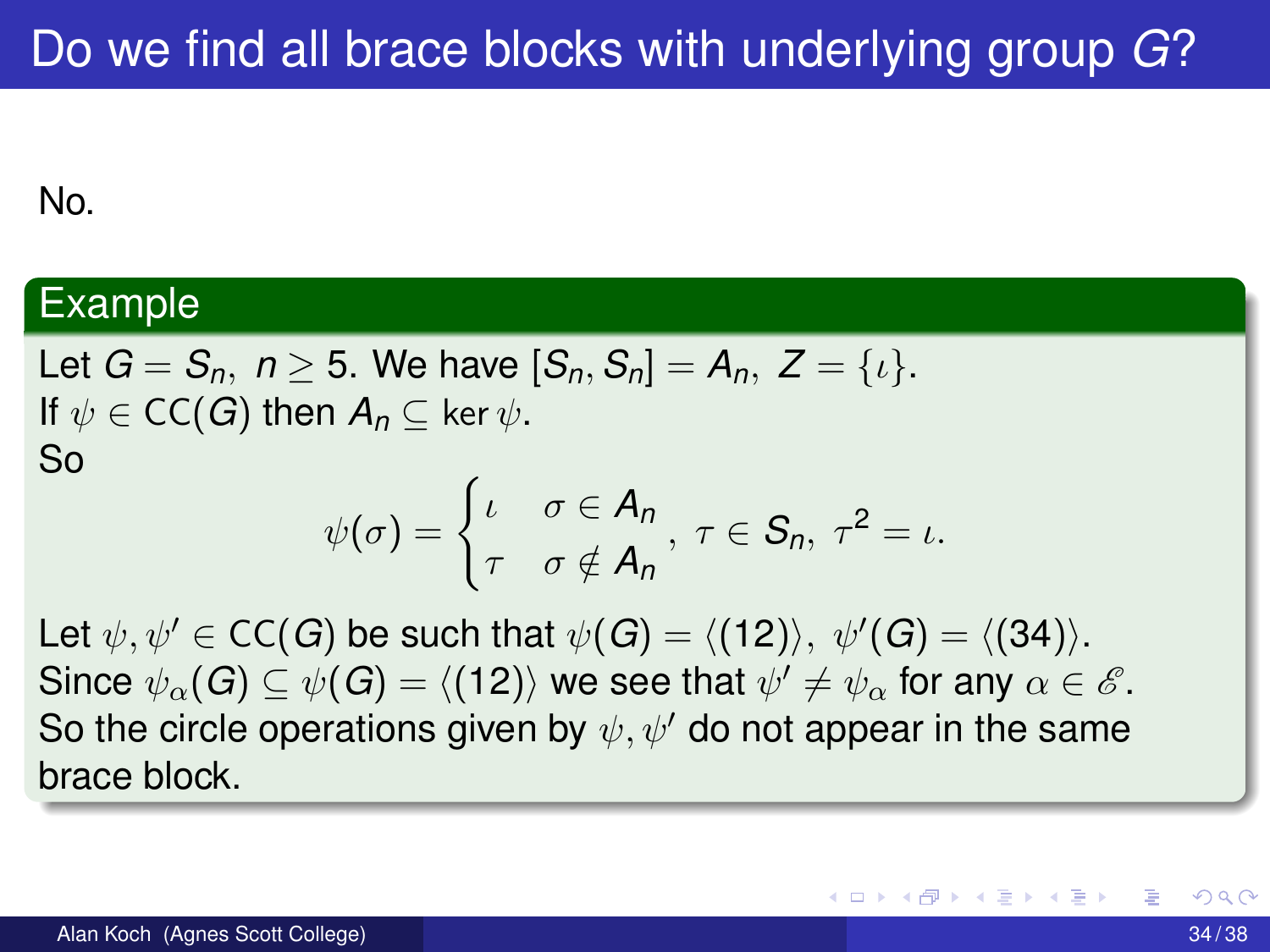# Do we find all brace blocks with underlying group $G$?

No.

## Example

Let $G = S_n,\ n \geq 5$. We have $[S_n, S_n] = A_n,\ Z = \{\iota\}$.
If $\psi \in \mathrm{CC}(G)$ then $A_n \subseteq \ker \psi$.
So

$$\psi(\sigma) = \begin{cases} \iota & \sigma \in A_n \\ \tau & \sigma \notin A_n \end{cases},\ \tau \in S_n,\ \tau^2 = \iota.$$

Let $\psi, \psi' \in \mathrm{CC}(G)$ be such that $\psi(G) = \langle (12) \rangle,\ \psi'(G) = \langle (34) \rangle$.
Since $\psi_\alpha(G) \subseteq \psi(G) = \langle (12) \rangle$ we see that $\psi' \neq \psi_\alpha$ for any $\alpha \in \mathscr{E}$.
So the circle operations given by $\psi, \psi'$ do not appear in the same brace block.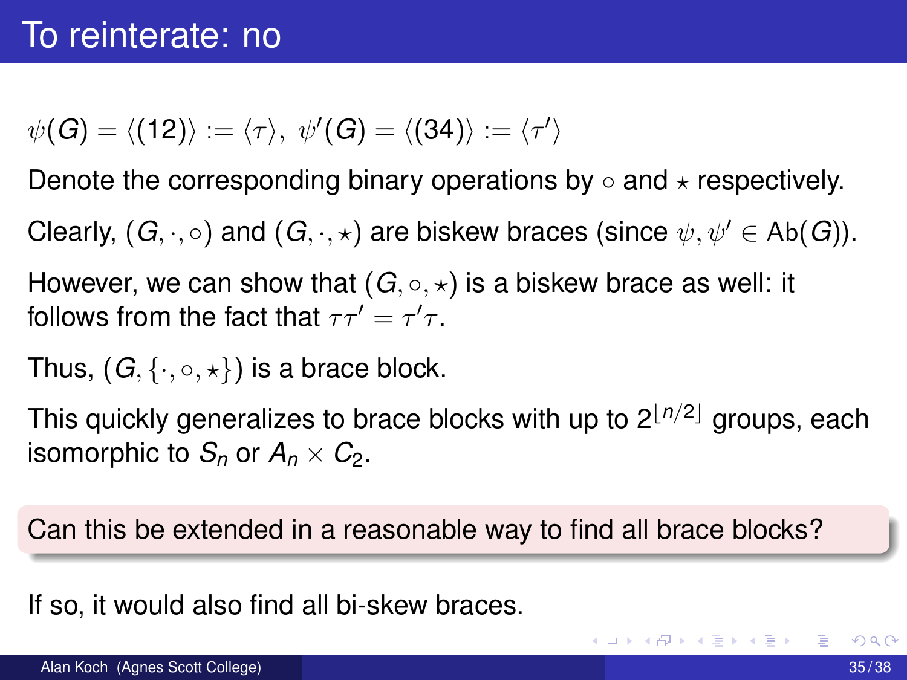# To reinterate: no

$\psi(G) = \langle(12)\rangle := \langle\tau\rangle,\ \psi'(G) = \langle(34)\rangle := \langle\tau'\rangle$

Denote the corresponding binary operations by $\circ$ and $\star$ respectively.

Clearly, $(G, \cdot, \circ)$ and $(G, \cdot, \star)$ are biskew braces (since $\psi, \psi' \in \mathrm{Ab}(G)$).

However, we can show that $(G, \circ, \star)$ is a biskew brace as well: it follows from the fact that $\tau\tau' = \tau'\tau$.

Thus, $(G, \{\cdot, \circ, \star\})$ is a brace block.

This quickly generalizes to brace blocks with up to $2^{\lfloor n/2 \rfloor}$ groups, each isomorphic to $S_n$ or $A_n \times C_2$.

Can this be extended in a reasonable way to find all brace blocks?

If so, it would also find all bi-skew braces.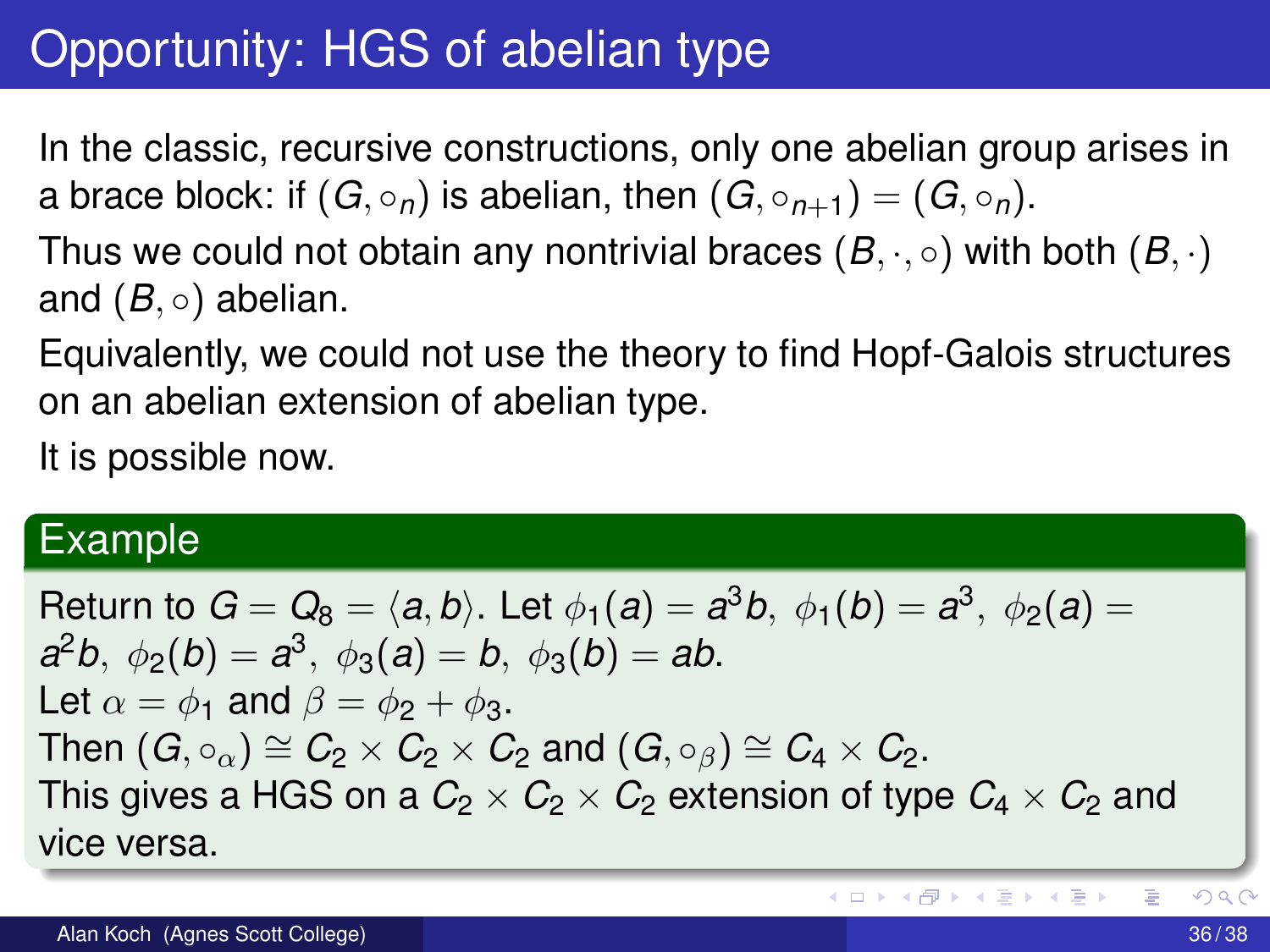# Opportunity: HGS of abelian type

In the classic, recursive constructions, only one abelian group arises in a brace block: if $(G, \circ_n)$ is abelian, then $(G, \circ_{n+1}) = (G, \circ_n)$.

Thus we could not obtain any nontrivial braces $(B, \cdot, \circ)$ with both $(B, \cdot)$ and $(B, \circ)$ abelian.

Equivalently, we could not use the theory to find Hopf-Galois structures on an abelian extension of abelian type.

It is possible now.

## Example

Return to $G = Q_8 = \langle a, b \rangle$. Let $\phi_1(a) = a^3 b,\ \phi_1(b) = a^3,\ \phi_2(a) = a^2 b,\ \phi_2(b) = a^3,\ \phi_3(a) = b,\ \phi_3(b) = ab$.

Let $\alpha = \phi_1$ and $\beta = \phi_2 + \phi_3$.

Then $(G, \circ_\alpha) \cong C_2 \times C_2 \times C_2$ and $(G, \circ_\beta) \cong C_4 \times C_2$.

This gives a HGS on a $C_2 \times C_2 \times C_2$ extension of type $C_4 \times C_2$ and vice versa.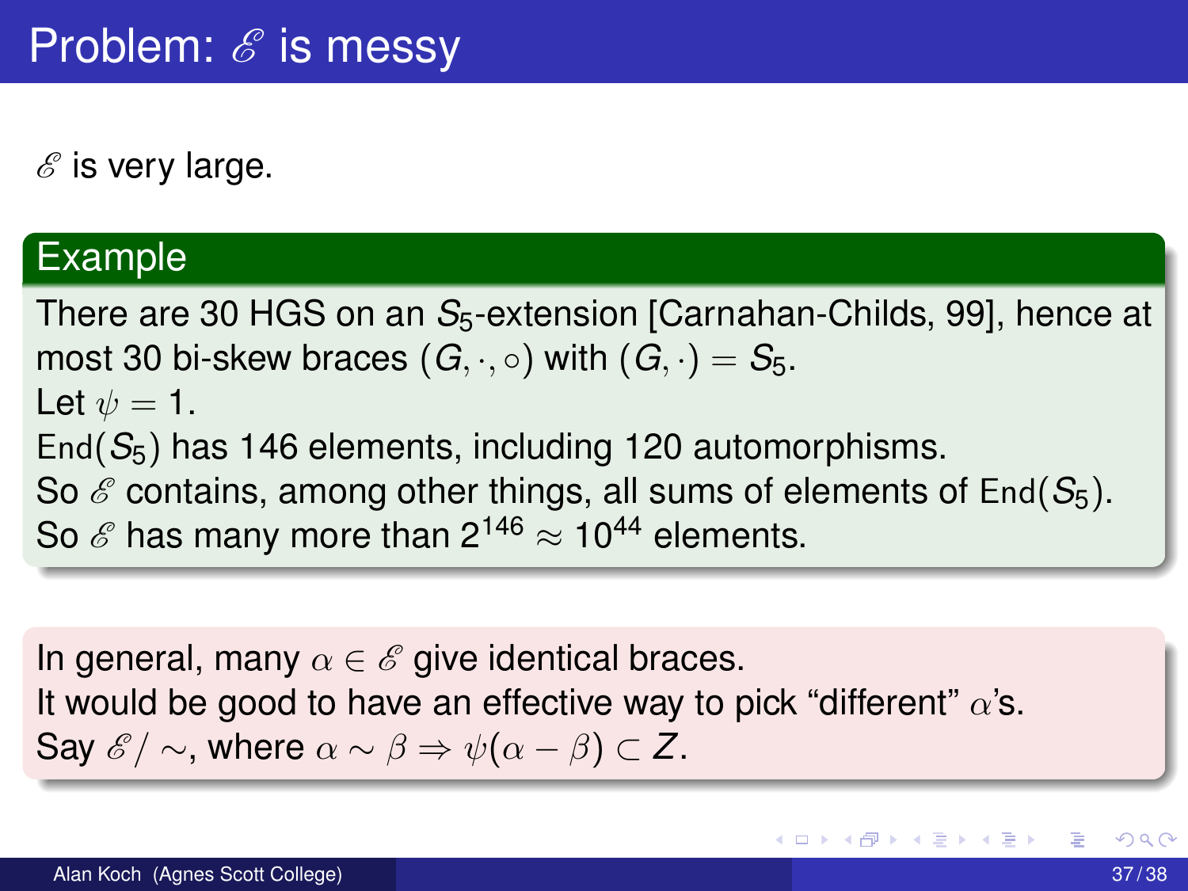# Problem: $\mathscr{E}$ is messy

$\mathscr{E}$ is very large.

## Example

There are 30 HGS on an $S_5$-extension [Carnahan-Childs, 99], hence at most 30 bi-skew braces $(G, \cdot, \circ)$ with $(G, \cdot) = S_5$.
Let $\psi = 1$.
$\mathrm{End}(S_5)$ has 146 elements, including 120 automorphisms.
So $\mathscr{E}$ contains, among other things, all sums of elements of $\mathrm{End}(S_5)$.
So $\mathscr{E}$ has many more than $2^{146} \approx 10^{44}$ elements.

In general, many $\alpha \in \mathscr{E}$ give identical braces.
It would be good to have an effective way to pick "different" $\alpha$'s.
Say $\mathscr{E}/\sim$, where $\alpha \sim \beta \Rightarrow \psi(\alpha - \beta) \subset Z$.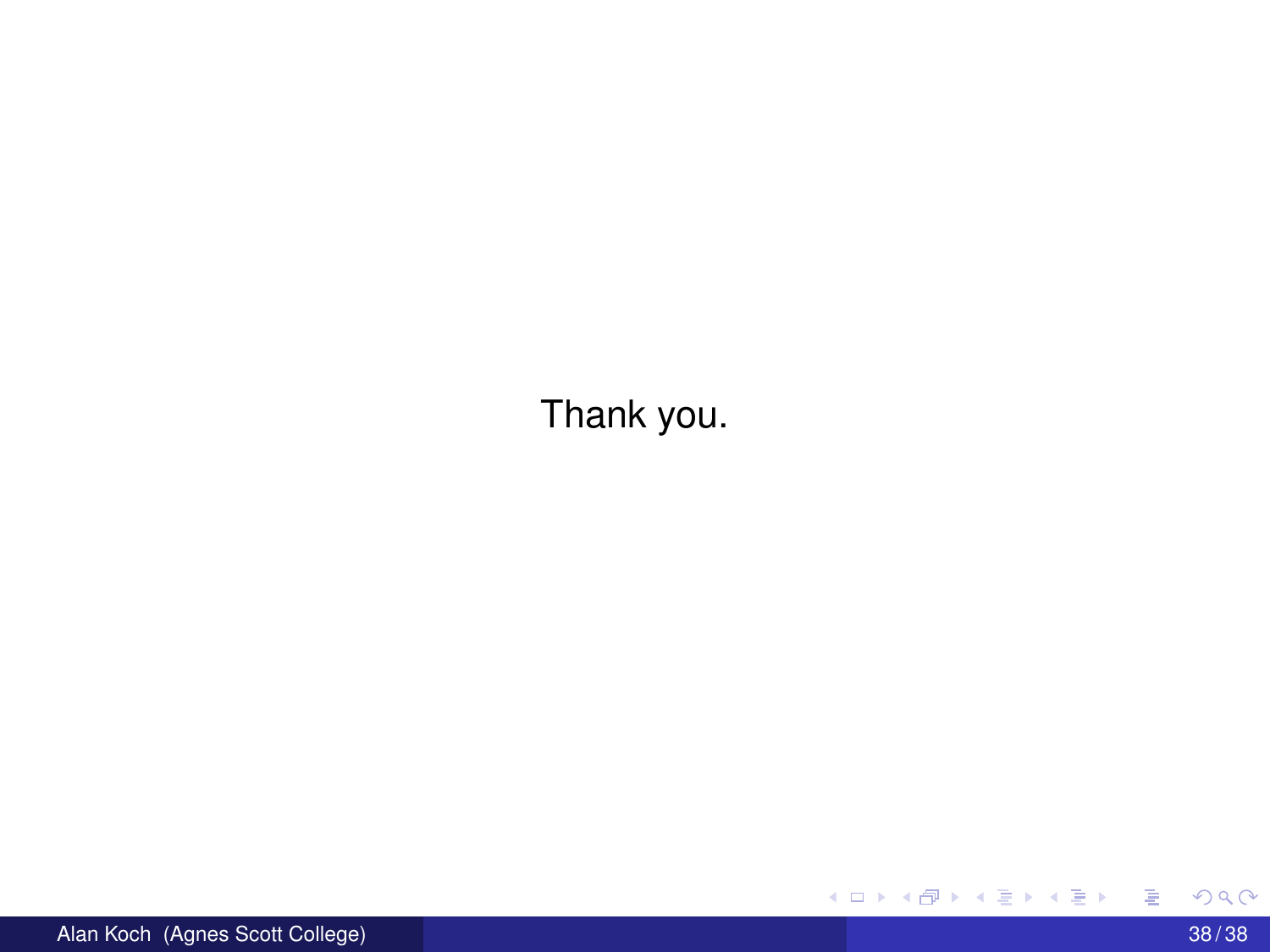Thank you.